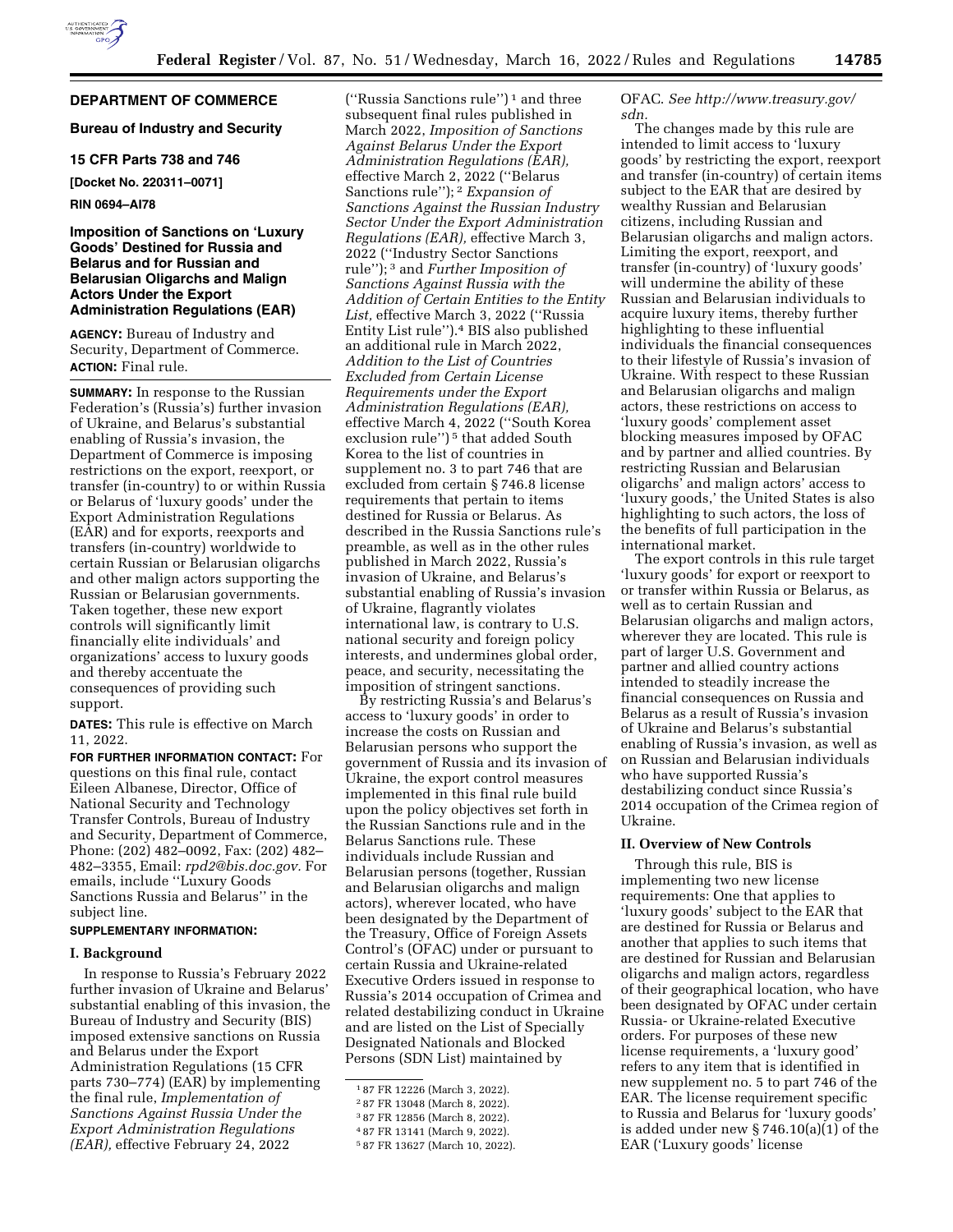## DEPARTMENT OF COMMERCE

### Bureau of Industry and Security

### 15 CFR Parts 738 and 746

**[Docket No. 220311–0071]**

**RIN 0694–AI78**

## Imposition of Sanctions on 'Luxury Goods' Destined for Russia and Belarus and for Russian and Belarusian Oligarchs and Malign Actors Under the Export Administration Regulations (EAR)

**AGENCY:** Bureau of Industry and Security, Department of Commerce.

**ACTION:** Final rule.

**SUMMARY:** In response to the Russian Federation's (Russia's) further invasion of Ukraine, and Belarus's substantial enabling of Russia's invasion, the Department of Commerce is imposing restrictions on the export, reexport, or transfer (in-country) to or within Russia or Belarus of 'luxury goods' under the Export Administration Regulations (EAR) and for exports, reexports and transfers (in-country) worldwide to certain Russian or Belarusian oligarchs and other malign actors supporting the Russian or Belarusian governments. Taken together, these new export controls will significantly limit financially elite individuals' and organizations' access to luxury goods and thereby accentuate the consequences of providing such support.

**DATES:** This rule is effective on March 11, 2022.

**FOR FURTHER INFORMATION CONTACT:** For questions on this final rule, contact Eileen Albanese, Director, Office of National Security and Technology Transfer Controls, Bureau of Industry and Security, Department of Commerce, Phone: (202) 482–0092, Fax: (202) 482–482–3355, Email: *rpd2@bis.doc.gov.* For emails, include "Luxury Goods Sanctions Russia and Belarus" in the subject line.

**SUPPLEMENTARY INFORMATION:**

### I. Background

In response to Russia's February 2022 further invasion of Ukraine and Belarus' substantial enabling of this invasion, the Bureau of Industry and Security (BIS) imposed extensive sanctions on Russia and Belarus under the Export Administration Regulations (15 CFR parts 730–774) (EAR) by implementing the final rule, *Implementation of Sanctions Against Russia Under the Export Administration Regulations (EAR),* effective February 24, 2022 ("Russia Sanctions rule") [1] and three subsequent final rules published in March 2022, *Imposition of Sanctions Against Belarus Under the Export Administration Regulations (EAR),* effective March 2, 2022 ("Belarus Sanctions rule"); [2] *Expansion of Sanctions Against the Russian Industry Sector Under the Export Administration Regulations (EAR),* effective March 3, 2022 ("Industry Sector Sanctions rule"); [3] and *Further Imposition of Sanctions Against Russia with the Addition of Certain Entities to the Entity List,* effective March 3, 2022 ("Russia Entity List rule"). [4] BIS also published an additional rule in March 2022, *Addition to the List of Countries Excluded from Certain License Requirements under the Export Administration Regulations (EAR),* effective March 4, 2022 ("South Korea exclusion rule") [5] that added South Korea to the list of countries in supplement no. 3 to part 746 that are excluded from certain § 746.8 license requirements that pertain to items destined for Russia or Belarus. As described in the Russia Sanctions rule's preamble, as well as in the other rules published in March 2022, Russia's invasion of Ukraine, and Belarus's substantial enabling of Russia's invasion of Ukraine, flagrantly violates international law, is contrary to U.S. national security and foreign policy interests, and undermines global order, peace, and security, necessitating the imposition of stringent sanctions.

By restricting Russia's and Belarus's access to 'luxury goods' in order to increase the costs on Russian and Belarusian persons who support the government of Russia and its invasion of Ukraine, the export control measures implemented in this final rule build upon the policy objectives set forth in the Russian Sanctions rule and in the Belarus Sanctions rule. These individuals include Russian and Belarusian persons (together, Russian and Belarusian oligarchs and malign actors), wherever located, who have been designated by the Department of the Treasury, Office of Foreign Assets Control's (OFAC) under or pursuant to certain Russia and Ukraine-related Executive Orders issued in response to Russia's 2014 occupation of Crimea and related destabilizing conduct in Ukraine and are listed on the List of Specially Designated Nationals and Blocked Persons (SDN List) maintained by OFAC. *See http://www.treasury.gov/sdn.*

The changes made by this rule are intended to limit access to 'luxury goods' by restricting the export, reexport and transfer (in-country) of certain items subject to the EAR that are desired by wealthy Russian and Belarusian citizens, including Russian and Belarusian oligarchs and malign actors. Limiting the export, reexport, and transfer (in-country) of 'luxury goods' will undermine the ability of these Russian and Belarusian individuals to acquire luxury items, thereby further highlighting to these influential individuals the financial consequences to their lifestyle of Russia's invasion of Ukraine. With respect to these Russian and Belarusian oligarchs and malign actors, these restrictions on access to 'luxury goods' complement asset blocking measures imposed by OFAC and by partner and allied countries. By restricting Russian and Belarusian oligarchs' and malign actors' access to 'luxury goods,' the United States is also highlighting to such actors, the loss of the benefits of full participation in the international market.

The export controls in this rule target 'luxury goods' for export or reexport to or transfer within Russia or Belarus, as well as to certain Russian and Belarusian oligarchs and malign actors, wherever they are located. This rule is part of larger U.S. Government and partner and allied country actions intended to steadily increase the financial consequences on Russia and Belarus as a result of Russia's invasion of Ukraine and Belarus's substantial enabling of Russia's invasion, as well as on Russian and Belarusian individuals who have supported Russia's destabilizing conduct since Russia's 2014 occupation of the Crimea region of Ukraine.

### II. Overview of New Controls

Through this rule, BIS is implementing two new license requirements: One that applies to 'luxury goods' subject to the EAR that are destined for Russia or Belarus and another that applies to such items that are destined for Russian and Belarusian oligarchs and malign actors, regardless of their geographical location, who have been designated by OFAC under certain Russia- or Ukraine-related Executive orders. For purposes of these new license requirements, a 'luxury good' refers to any item that is identified in new supplement no. 5 to part 746 of the EAR. The license requirement specific to Russia and Belarus for 'luxury goods' is added under new § 746.10(a)(1) of the EAR ('Luxury goods' license

[1] 87 FR 12226 (March 3, 2022).

[2] 87 FR 13048 (March 8, 2022).

[3] 87 FR 12856 (March 8, 2022).

[4] 87 FR 13141 (March 9, 2022).

[5] 87 FR 13627 (March 10, 2022).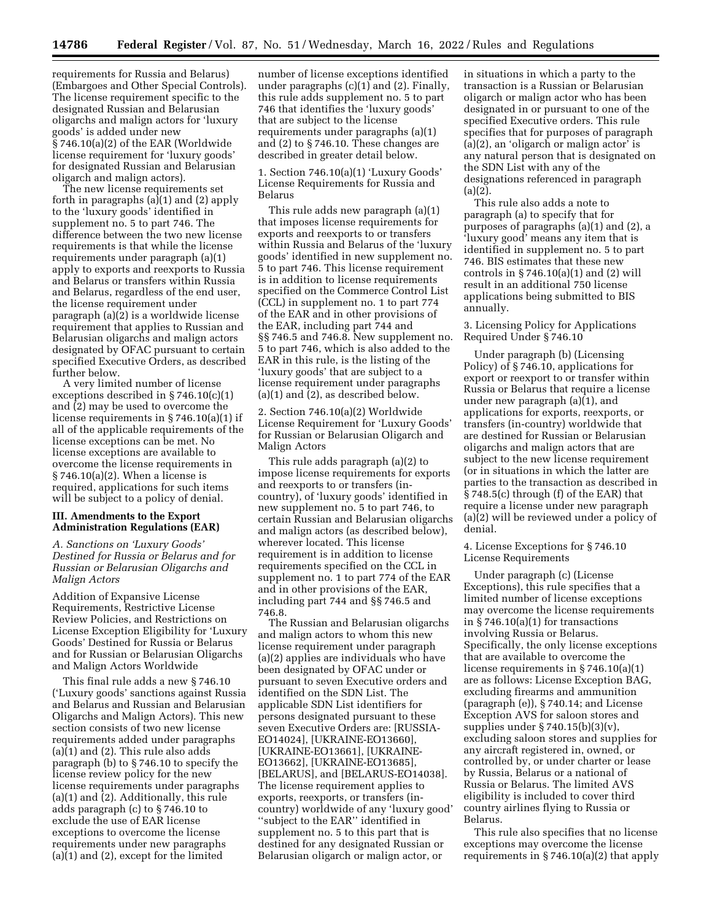requirements for Russia and Belarus) (Embargoes and Other Special Controls). The license requirement specific to the designated Russian and Belarusian oligarchs and malign actors for 'luxury goods' is added under new § 746.10(a)(2) of the EAR (Worldwide license requirement for 'luxury goods' for designated Russian and Belarusian oligarch and malign actors).

The new license requirements set forth in paragraphs (a)(1) and (2) apply to the 'luxury goods' identified in supplement no. 5 to part 746. The difference between the two new license requirements is that while the license requirements under paragraph (a)(1) apply to exports and reexports to Russia and Belarus or transfers within Russia and Belarus, regardless of the end user, the license requirement under paragraph (a)(2) is a worldwide license requirement that applies to Russian and Belarusian oligarchs and malign actors designated by OFAC pursuant to certain specified Executive Orders, as described further below.

A very limited number of license exceptions described in § 746.10(c)(1) and (2) may be used to overcome the license requirements in § 746.10(a)(1) if all of the applicable requirements of the license exceptions can be met. No license exceptions are available to overcome the license requirements in § 746.10(a)(2). When a license is required, applications for such items will be subject to a policy of denial.

## III. Amendments to the Export Administration Regulations (EAR)

### *A. Sanctions on 'Luxury Goods' Destined for Russia or Belarus and for Russian or Belarusian Oligarchs and Malign Actors*

Addition of Expansive License Requirements, Restrictive License Review Policies, and Restrictions on License Exception Eligibility for 'Luxury Goods' Destined for Russia or Belarus and for Russian or Belarusian Oligarchs and Malign Actors Worldwide

This final rule adds a new § 746.10 ('Luxury goods' sanctions against Russia and Belarus and Russian and Belarusian Oligarchs and Malign Actors). This new section consists of two new license requirements added under paragraphs (a)(1) and (2). This rule also adds paragraph (b) to § 746.10 to specify the license review policy for the new license requirements under paragraphs (a)(1) and (2). Additionally, this rule adds paragraph (c) to § 746.10 to exclude the use of EAR license exceptions to overcome the license requirements under new paragraphs (a)(1) and (2), except for the limited number of license exceptions identified under paragraphs (c)(1) and (2). Finally, this rule adds supplement no. 5 to part 746 that identifies the 'luxury goods' that are subject to the license requirements under paragraphs (a)(1) and (2) to § 746.10. These changes are described in greater detail below.

1. Section 746.10(a)(1) 'Luxury Goods' License Requirements for Russia and Belarus

This rule adds new paragraph (a)(1) that imposes license requirements for exports and reexports to or transfers within Russia and Belarus of the 'luxury goods' identified in new supplement no. 5 to part 746. This license requirement is in addition to license requirements specified on the Commerce Control List (CCL) in supplement no. 1 to part 774 of the EAR and in other provisions of the EAR, including part 744 and §§ 746.5 and 746.8. New supplement no. 5 to part 746, which is also added to the EAR in this rule, is the listing of the 'luxury goods' that are subject to a license requirement under paragraphs (a)(1) and (2), as described below.

2. Section 746.10(a)(2) Worldwide License Requirement for 'Luxury Goods' for Russian or Belarusian Oligarch and Malign Actors

This rule adds paragraph (a)(2) to impose license requirements for exports and reexports to or transfers (in-country), of 'luxury goods' identified in new supplement no. 5 to part 746, to certain Russian and Belarusian oligarchs and malign actors (as described below), wherever located. This license requirement is in addition to license requirements specified on the CCL in supplement no. 1 to part 774 of the EAR and in other provisions of the EAR, including part 744 and §§ 746.5 and 746.8.

The Russian and Belarusian oligarchs and malign actors to whom this new license requirement under paragraph (a)(2) applies are individuals who have been designated by OFAC under or pursuant to seven Executive orders and identified on the SDN List. The applicable SDN List identifiers for persons designated pursuant to these seven Executive Orders are: [RUSSIA-EO14024], [UKRAINE-EO13660], [UKRAINE-EO13661], [UKRAINE-EO13662], [UKRAINE-EO13685], [BELARUS], and [BELARUS-EO14038]. The license requirement applies to exports, reexports, or transfers (in-country) worldwide of any 'luxury good' ''subject to the EAR'' identified in supplement no. 5 to this part that is destined for any designated Russian or Belarusian oligarch or malign actor, or in situations in which a party to the transaction is a Russian or Belarusian oligarch or malign actor who has been designated in or pursuant to one of the specified Executive orders. This rule specifies that for purposes of paragraph (a)(2), an 'oligarch or malign actor' is any natural person that is designated on the SDN List with any of the designations referenced in paragraph (a)(2).

This rule also adds a note to paragraph (a) to specify that for purposes of paragraphs (a)(1) and (2), a 'luxury good' means any item that is identified in supplement no. 5 to part 746. BIS estimates that these new controls in § 746.10(a)(1) and (2) will result in an additional 750 license applications being submitted to BIS annually.

3. Licensing Policy for Applications Required Under § 746.10

Under paragraph (b) (Licensing Policy) of § 746.10, applications for export or reexport to or transfer within Russia or Belarus that require a license under new paragraph (a)(1), and applications for exports, reexports, or transfers (in-country) worldwide that are destined for Russian or Belarusian oligarchs and malign actors that are subject to the new license requirement (or in situations in which the latter are parties to the transaction as described in § 748.5(c) through (f) of the EAR) that require a license under new paragraph (a)(2) will be reviewed under a policy of denial.

4. License Exceptions for § 746.10 License Requirements

Under paragraph (c) (License Exceptions), this rule specifies that a limited number of license exceptions may overcome the license requirements in § 746.10(a)(1) for transactions involving Russia or Belarus. Specifically, the only license exceptions that are available to overcome the license requirements in § 746.10(a)(1) are as follows: License Exception BAG, excluding firearms and ammunition (paragraph (e)), § 740.14; and License Exception AVS for saloon stores and supplies under § 740.15(b)(3)(v), excluding saloon stores and supplies for any aircraft registered in, owned, or controlled by, or under charter or lease by Russia, Belarus or a national of Russia or Belarus. The limited AVS eligibility is included to cover third country airlines flying to Russia or Belarus.

This rule also specifies that no license exceptions may overcome the license requirements in § 746.10(a)(2) that apply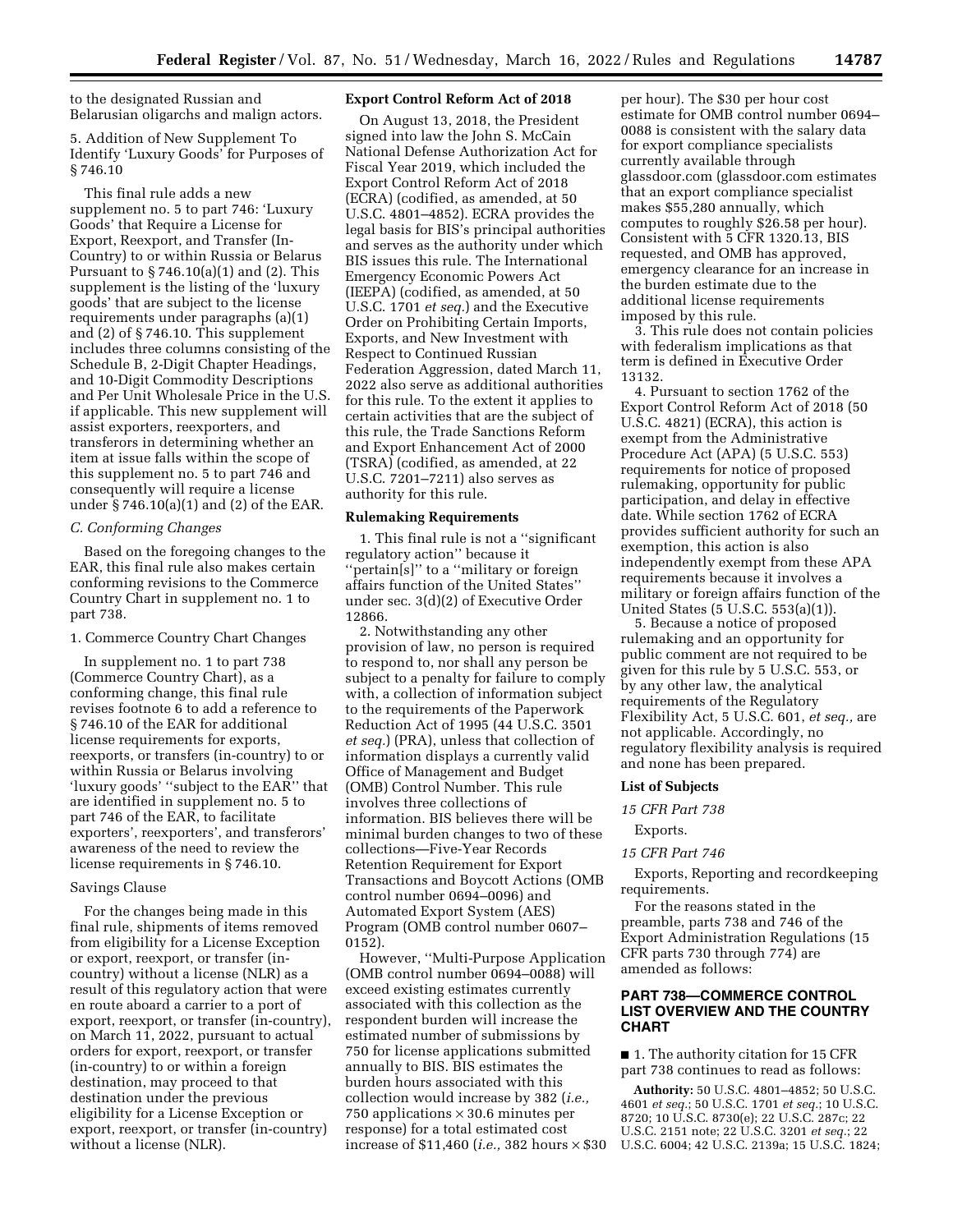to the designated Russian and Belarusian oligarchs and malign actors.

5. Addition of New Supplement To Identify 'Luxury Goods' for Purposes of § 746.10

This final rule adds a new supplement no. 5 to part 746: 'Luxury Goods' that Require a License for Export, Reexport, and Transfer (In-Country) to or within Russia or Belarus Pursuant to § 746.10(a)(1) and (2). This supplement is the listing of the 'luxury goods' that are subject to the license requirements under paragraphs (a)(1) and (2) of § 746.10. This supplement includes three columns consisting of the Schedule B, 2-Digit Chapter Headings, and 10-Digit Commodity Descriptions and Per Unit Wholesale Price in the U.S. if applicable. This new supplement will assist exporters, reexporters, and transferors in determining whether an item at issue falls within the scope of this supplement no. 5 to part 746 and consequently will require a license under § 746.10(a)(1) and (2) of the EAR.

### *C. Conforming Changes*

Based on the foregoing changes to the EAR, this final rule also makes certain conforming revisions to the Commerce Country Chart in supplement no. 1 to part 738.

1. Commerce Country Chart Changes

In supplement no. 1 to part 738 (Commerce Country Chart), as a conforming change, this final rule revises footnote 6 to add a reference to § 746.10 of the EAR for additional license requirements for exports, reexports, or transfers (in-country) to or within Russia or Belarus involving 'luxury goods' "subject to the EAR" that are identified in supplement no. 5 to part 746 of the EAR, to facilitate exporters', reexporters', and transferors' awareness of the need to review the license requirements in § 746.10.

Savings Clause

For the changes being made in this final rule, shipments of items removed from eligibility for a License Exception or export, reexport, or transfer (in-country) without a license (NLR) as a result of this regulatory action that were en route aboard a carrier to a port of export, reexport, or transfer (in-country), on March 11, 2022, pursuant to actual orders for export, reexport, or transfer (in-country) to or within a foreign destination, may proceed to that destination under the previous eligibility for a License Exception or export, reexport, or transfer (in-country) without a license (NLR).

### Export Control Reform Act of 2018

On August 13, 2018, the President signed into law the John S. McCain National Defense Authorization Act for Fiscal Year 2019, which included the Export Control Reform Act of 2018 (ECRA) (codified, as amended, at 50 U.S.C. 4801–4852). ECRA provides the legal basis for BIS's principal authorities and serves as the authority under which BIS issues this rule. The International Emergency Economic Powers Act (IEEPA) (codified, as amended, at 50 U.S.C. 1701 *et seq.*) and the Executive Order on Prohibiting Certain Imports, Exports, and New Investment with Respect to Continued Russian Federation Aggression, dated March 11, 2022 also serve as additional authorities for this rule. To the extent it applies to certain activities that are the subject of this rule, the Trade Sanctions Reform and Export Enhancement Act of 2000 (TSRA) (codified, as amended, at 22 U.S.C. 7201–7211) also serves as authority for this rule.

### Rulemaking Requirements

1. This final rule is not a "significant regulatory action" because it "pertain[s]" to a "military or foreign affairs function of the United States" under sec. 3(d)(2) of Executive Order 12866.

2. Notwithstanding any other provision of law, no person is required to respond to, nor shall any person be subject to a penalty for failure to comply with, a collection of information subject to the requirements of the Paperwork Reduction Act of 1995 (44 U.S.C. 3501 *et seq.*) (PRA), unless that collection of information displays a currently valid Office of Management and Budget (OMB) Control Number. This rule involves three collections of information. BIS believes there will be minimal burden changes to two of these collections—Five-Year Records Retention Requirement for Export Transactions and Boycott Actions (OMB control number 0694–0096) and Automated Export System (AES) Program (OMB control number 0607–0152).

However, "Multi-Purpose Application (OMB control number 0694–0088) will exceed existing estimates currently associated with this collection as the respondent burden will increase the estimated number of submissions by 750 for license applications submitted annually to BIS. BIS estimates the burden hours associated with this collection would increase by 382 (*i.e.,* 750 applications × 30.6 minutes per response) for a total estimated cost increase of $11,460 (*i.e.,* 382 hours × $30 per hour). The $30 per hour cost estimate for OMB control number 0694–0088 is consistent with the salary data for export compliance specialists currently available through glassdoor.com (glassdoor.com estimates that an export compliance specialist makes $55,280 annually, which computes to roughly $26.58 per hour). Consistent with 5 CFR 1320.13, BIS requested, and OMB has approved, emergency clearance for an increase in the burden estimate due to the additional license requirements imposed by this rule.

3. This rule does not contain policies with federalism implications as that term is defined in Executive Order 13132.

4. Pursuant to section 1762 of the Export Control Reform Act of 2018 (50 U.S.C. 4821) (ECRA), this action is exempt from the Administrative Procedure Act (APA) (5 U.S.C. 553) requirements for notice of proposed rulemaking, opportunity for public participation, and delay in effective date. While section 1762 of ECRA provides sufficient authority for such an exemption, this action is also independently exempt from these APA requirements because it involves a military or foreign affairs function of the United States (5 U.S.C. 553(a)(1)).

5. Because a notice of proposed rulemaking and an opportunity for public comment are not required to be given for this rule by 5 U.S.C. 553, or by any other law, the analytical requirements of the Regulatory Flexibility Act, 5 U.S.C. 601, *et seq.,* are not applicable. Accordingly, no regulatory flexibility analysis is required and none has been prepared.

### List of Subjects

*15 CFR Part 738*

Exports.

*15 CFR Part 746*

Exports, Reporting and recordkeeping requirements.

For the reasons stated in the preamble, parts 738 and 746 of the Export Administration Regulations (15 CFR parts 730 through 774) are amended as follows:

## PART 738—COMMERCE CONTROL LIST OVERVIEW AND THE COUNTRY CHART

■ 1. The authority citation for 15 CFR part 738 continues to read as follows:

**Authority:** 50 U.S.C. 4801–4852; 50 U.S.C. 4601 *et seq.*; 50 U.S.C. 1701 *et seq.*; 10 U.S.C. 8720; 10 U.S.C. 8730(e); 22 U.S.C. 287c; 22 U.S.C. 2151 note; 22 U.S.C. 3201 *et seq.*; 22 U.S.C. 6004; 42 U.S.C. 2139a; 15 U.S.C. 1824;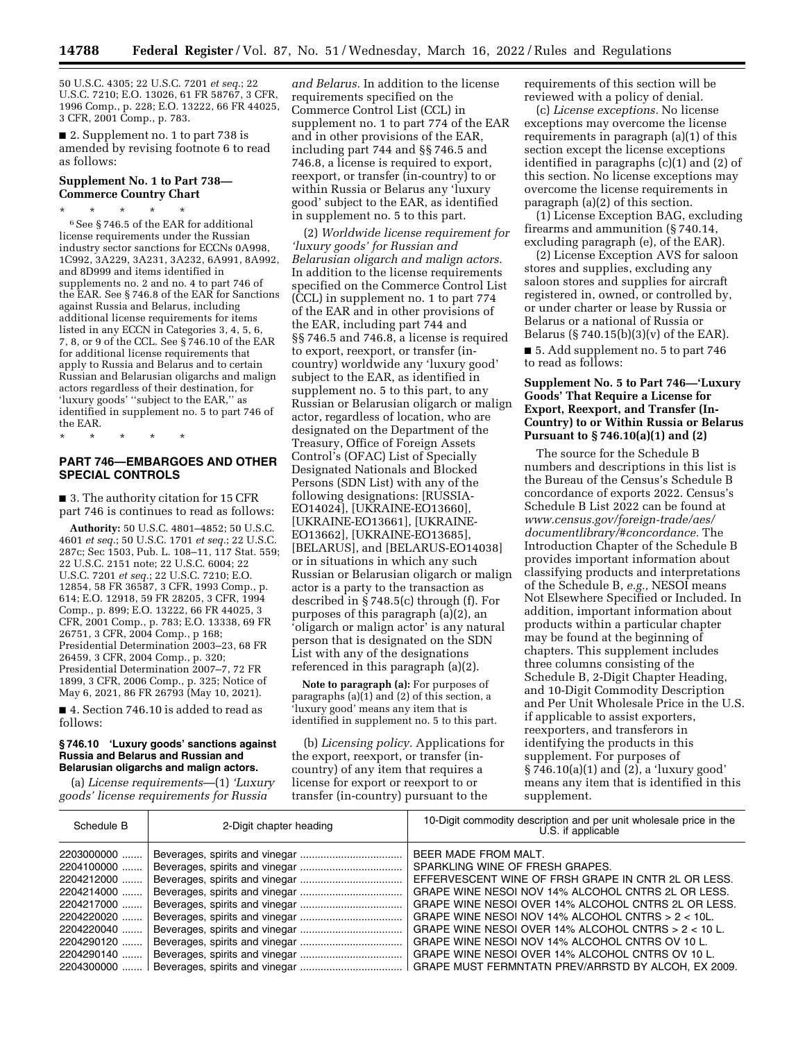50 U.S.C. 4305; 22 U.S.C. 7201 *et seq.*; 22 U.S.C. 7210; E.O. 13026, 61 FR 58767, 3 CFR, 1996 Comp., p. 228; E.O. 13222, 66 FR 44025, 3 CFR, 2001 Comp., p. 783.

■ 2. Supplement no. 1 to part 738 is amended by revising footnote 6 to read as follows:

### Supplement No. 1 to Part 738—Commerce Country Chart

\* \* \* \* \*

[6] See § 746.5 of the EAR for additional license requirements under the Russian industry sector sanctions for ECCNs 0A998, 1C992, 3A229, 3A231, 3A232, 6A991, 8A992, and 8D999 and items identified in supplements no. 2 and no. 4 to part 746 of the EAR. See § 746.8 of the EAR for Sanctions against Russia and Belarus, including additional license requirements for items listed in any ECCN in Categories 3, 4, 5, 6, 7, 8, or 9 of the CCL. See § 746.10 of the EAR for additional license requirements that apply to Russia and Belarus and to certain Russian and Belarusian oligarchs and malign actors regardless of their destination, for 'luxury goods' ''subject to the EAR,'' as identified in supplement no. 5 to part 746 of the EAR.

\* \* \* \* \*

## PART 746—EMBARGOES AND OTHER SPECIAL CONTROLS

■ 3. The authority citation for 15 CFR part 746 is continues to read as follows:

**Authority:** 50 U.S.C. 4801–4852; 50 U.S.C. 4601 *et seq.*; 50 U.S.C. 1701 *et seq.*; 22 U.S.C. 287c; Sec 1503, Pub. L. 108–11, 117 Stat. 559; 22 U.S.C. 2151 note; 22 U.S.C. 6004; 22 U.S.C. 7201 *et seq.*; 22 U.S.C. 7210; E.O. 12854, 58 FR 36587, 3 CFR, 1993 Comp., p. 614; E.O. 12918, 59 FR 28205, 3 CFR, 1994 Comp., p. 899; E.O. 13222, 66 FR 44025, 3 CFR, 2001 Comp., p. 783; E.O. 13338, 69 FR 26751, 3 CFR, 2004 Comp., p 168; Presidential Determination 2003–23, 68 FR 26459, 3 CFR, 2004 Comp., p. 320; Presidential Determination 2007–7, 72 FR 1899, 3 CFR, 2006 Comp., p. 325; Notice of May 6, 2021, 86 FR 26793 (May 10, 2021).

■ 4. Section 746.10 is added to read as follows:

### § 746.10 'Luxury goods' sanctions against Russia and Belarus and Russian and Belarusian oligarchs and malign actors.

(a) *License requirements*—(1) *'Luxury goods' license requirements for Russia and Belarus.* In addition to the license requirements specified on the Commerce Control List (CCL) in supplement no. 1 to part 774 of the EAR and in other provisions of the EAR, including part 744 and §§ 746.5 and 746.8, a license is required to export, reexport, or transfer (in-country) to or within Russia or Belarus any 'luxury good' subject to the EAR, as identified in supplement no. 5 to this part.

(2) *Worldwide license requirement for 'luxury goods' for Russian and Belarusian oligarch and malign actors.* In addition to the license requirements specified on the Commerce Control List (CCL) in supplement no. 1 to part 774 of the EAR and in other provisions of the EAR, including part 744 and §§ 746.5 and 746.8, a license is required to export, reexport, or transfer (in-country) worldwide any 'luxury good' subject to the EAR, as identified in supplement no. 5 to this part, to any Russian or Belarusian oligarch or malign actor, regardless of location, who are designated on the Department of the Treasury, Office of Foreign Assets Control's (OFAC) List of Specially Designated Nationals and Blocked Persons (SDN List) with any of the following designations: [RUSSIA-EO14024], [UKRAINE-EO13660], [UKRAINE-EO13661], [UKRAINE-EO13662], [UKRAINE-EO13685], [BELARUS], and [BELARUS-EO14038] or in situations in which any such Russian or Belarusian oligarch or malign actor is a party to the transaction as described in § 748.5(c) through (f). For purposes of this paragraph (a)(2), an 'oligarch or malign actor' is any natural person that is designated on the SDN List with any of the designations referenced in this paragraph (a)(2).

**Note to paragraph (a):** For purposes of paragraphs (a)(1) and (2) of this section, a 'luxury good' means any item that is identified in supplement no. 5 to this part.

(b) *Licensing policy.* Applications for the export, reexport, or transfer (in-country) of any item that requires a license for export or reexport to or transfer (in-country) pursuant to the requirements of this section will be reviewed with a policy of denial.

(c) *License exceptions.* No license exceptions may overcome the license requirements in paragraph (a)(1) of this section except the license exceptions identified in paragraphs (c)(1) and (2) of this section. No license exceptions may overcome the license requirements in paragraph (a)(2) of this section.

(1) License Exception BAG, excluding firearms and ammunition (§ 740.14, excluding paragraph (e), of the EAR).

(2) License Exception AVS for saloon stores and supplies, excluding any saloon stores and supplies for aircraft registered in, owned, or controlled by, or under charter or lease by Russia or Belarus or a national of Russia or Belarus (§ 740.15(b)(3)(v) of the EAR).

■ 5. Add supplement no. 5 to part 746 to read as follows:

### Supplement No. 5 to Part 746—'Luxury Goods' That Require a License for Export, Reexport, and Transfer (In-Country) to or Within Russia or Belarus Pursuant to § 746.10(a)(1) and (2)

The source for the Schedule B numbers and descriptions in this list is the Bureau of the Census's Schedule B concordance of exports 2022. Census's Schedule B List 2022 can be found at *www.census.gov/foreign-trade/aes/documentlibrary/#concordance.* The Introduction Chapter of the Schedule B provides important information about classifying products and interpretations of the Schedule B, *e.g.,* NESOI means Not Elsewhere Specified or Included. In addition, important information about products within a particular chapter may be found at the beginning of chapters. This supplement includes three columns consisting of the Schedule B, 2-Digit Chapter Heading, and 10-Digit Commodity Description and Per Unit Wholesale Price in the U.S. if applicable to assist exporters, reexporters, and transferors in identifying the products in this supplement. For purposes of § 746.10(a)(1) and (2), a 'luxury good' means any item that is identified in this supplement.

| Schedule B | 2-Digit chapter heading | 10-Digit commodity description and per unit wholesale price in the U.S. if applicable |
|---|---|---|
| 2203000000 | Beverages, spirits and vinegar | BEER MADE FROM MALT. |
| 2204100000 | Beverages, spirits and vinegar | SPARKLING WINE OF FRESH GRAPES. |
| 2204212000 | Beverages, spirits and vinegar | EFFERVESCENT WINE OF FRSH GRAPE IN CNTR 2L OR LESS. |
| 2204214000 | Beverages, spirits and vinegar | GRAPE WINE NESOI NOV 14% ALCOHOL CNTRS 2L OR LESS. |
| 2204217000 | Beverages, spirits and vinegar | GRAPE WINE NESOI OVER 14% ALCOHOL CNTRS 2L OR LESS. |
| 2204220020 | Beverages, spirits and vinegar | GRAPE WINE NESOI NOV 14% ALCOHOL CNTRS > 2 < 10L. |
| 2204220040 | Beverages, spirits and vinegar | GRAPE WINE NESOI OVER 14% ALCOHOL CNTRS > 2 < 10 L. |
| 2204290120 | Beverages, spirits and vinegar | GRAPE WINE NESOI NOV 14% ALCOHOL CNTRS OV 10 L. |
| 2204290140 | Beverages, spirits and vinegar | GRAPE WINE NESOI OVER 14% ALCOHOL CNTRS OV 10 L. |
| 2204300000 | Beverages, spirits and vinegar | GRAPE MUST FERMNTATN PREV/ARRSTD BY ALCOH, EX 2009. |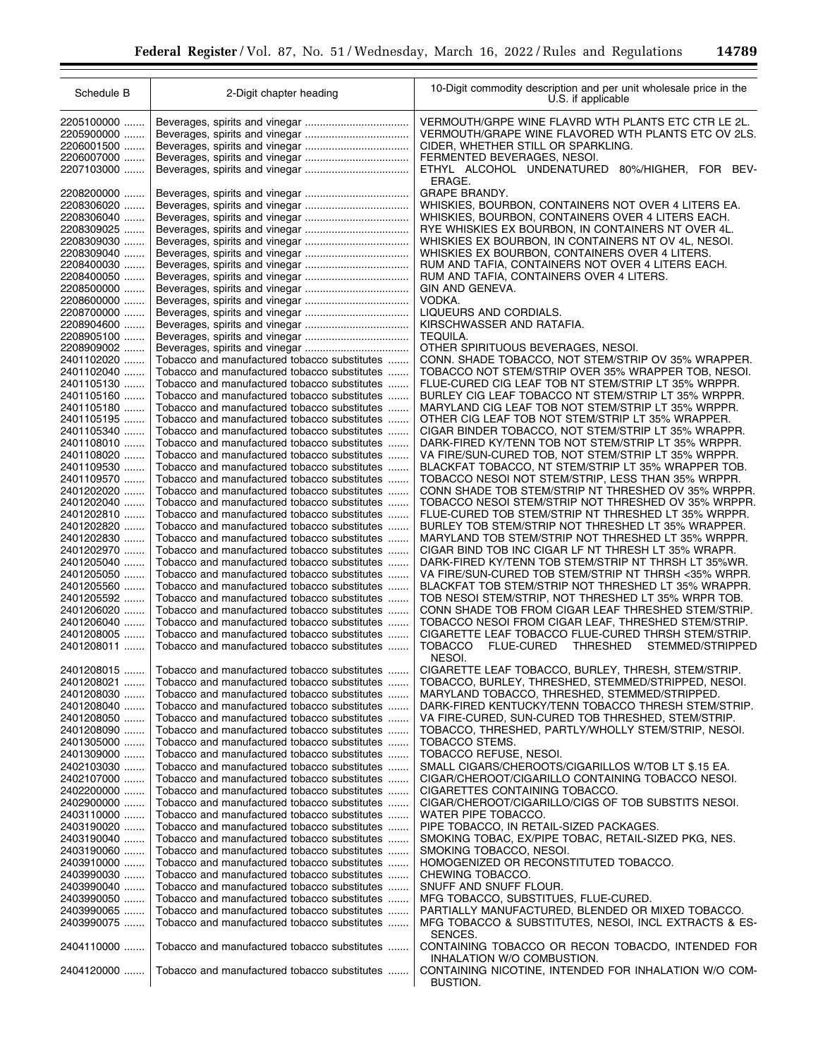| Schedule B | 2-Digit chapter heading | 10-Digit commodity description and per unit wholesale price in the U.S. if applicable |
|---|---|---|
| 2205100000 | Beverages, spirits and vinegar | VERMOUTH/GRPE WINE FLAVRD WTH PLANTS ETC CTR LE 2L. |
| 2205900000 | Beverages, spirits and vinegar | VERMOUTH/GRAPE WINE FLAVORED WTH PLANTS ETC OV 2LS. |
| 2206001500 | Beverages, spirits and vinegar | CIDER, WHETHER STILL OR SPARKLING. |
| 2206007000 | Beverages, spirits and vinegar | FERMENTED BEVERAGES, NESOI. |
| 2207103000 | Beverages, spirits and vinegar | ETHYL ALCOHOL UNDENATURED 80%/HIGHER, FOR BEVERAGE. |
| 2208200000 | Beverages, spirits and vinegar | GRAPE BRANDY. |
| 2208306020 | Beverages, spirits and vinegar | WHISKIES, BOURBON, CONTAINERS NOT OVER 4 LITERS EA. |
| 2208306040 | Beverages, spirits and vinegar | WHISKIES, BOURBON, CONTAINERS OVER 4 LITERS EACH. |
| 2208309025 | Beverages, spirits and vinegar | RYE WHISKIES EX BOURBON, IN CONTAINERS NT OVER 4L. |
| 2208309030 | Beverages, spirits and vinegar | WHISKIES EX BOURBON, IN CONTAINERS NT OV 4L, NESOI. |
| 2208309040 | Beverages, spirits and vinegar | WHISKIES EX BOURBON, CONTAINERS OVER 4 LITERS. |
| 2208400030 | Beverages, spirits and vinegar | RUM AND TAFIA, CONTAINERS NOT OVER 4 LITERS EACH. |
| 2208400050 | Beverages, spirits and vinegar | RUM AND TAFIA, CONTAINERS OVER 4 LITERS. |
| 2208500000 | Beverages, spirits and vinegar | GIN AND GENEVA. |
| 2208600000 | Beverages, spirits and vinegar | VODKA. |
| 2208700000 | Beverages, spirits and vinegar | LIQUEURS AND CORDIALS. |
| 2208904600 | Beverages, spirits and vinegar | KIRSCHWASSER AND RATAFIA. |
| 2208905100 | Beverages, spirits and vinegar | TEQUILA. |
| 2208909002 | Beverages, spirits and vinegar | OTHER SPIRITUOUS BEVERAGES, NESOI. |
| 2401102020 | Tobacco and manufactured tobacco substitutes | CONN. SHADE TOBACCO, NOT STEM/STRIP OV 35% WRAPPER. |
| 2401102040 | Tobacco and manufactured tobacco substitutes | TOBACCO NOT STEM/STRIP OVER 35% WRAPPER TOB, NESOI. |
| 2401105130 | Tobacco and manufactured tobacco substitutes | FLUE-CURED CIG LEAF TOB NT STEM/STRIP LT 35% WRPPR. |
| 2401105160 | Tobacco and manufactured tobacco substitutes | BURLEY CIG LEAF TOBACCO NT STEM/STRIP LT 35% WRPPR. |
| 2401105180 | Tobacco and manufactured tobacco substitutes | MARYLAND CIG LEAF TOB NOT STEM/STRIP LT 35% WRPPR. |
| 2401105195 | Tobacco and manufactured tobacco substitutes | OTHER CIG LEAF TOB NOT STEM/STRIP LT 35% WRAPPER. |
| 2401105340 | Tobacco and manufactured tobacco substitutes | CIGAR BINDER TOBACCO, NOT STEM/STRIP LT 35% WRAPPR. |
| 2401108010 | Tobacco and manufactured tobacco substitutes | DARK-FIRED KY/TENN TOB NOT STEM/STRIP LT 35% WRPPR. |
| 2401108020 | Tobacco and manufactured tobacco substitutes | VA FIRE/SUN-CURED TOB, NOT STEM/STRIP LT 35% WRPPR. |
| 2401109530 | Tobacco and manufactured tobacco substitutes | BLACKFAT TOBACCO, NT STEM/STRIP LT 35% WRAPPER TOB. |
| 2401109570 | Tobacco and manufactured tobacco substitutes | TOBACCO NESOI NOT STEM/STRIP, LESS THAN 35% WRPPR. |
| 2401202020 | Tobacco and manufactured tobacco substitutes | CONN SHADE TOB STEM/STRIP NT THRESHED OV 35% WRPPR. |
| 2401202040 | Tobacco and manufactured tobacco substitutes | TOBACCO NESOI STEM/STRIP NOT THRESHED OV 35% WRPPR. |
| 2401202810 | Tobacco and manufactured tobacco substitutes | FLUE-CURED TOB STEM/STRIP NT THRESHED LT 35% WRPPR. |
| 2401202820 | Tobacco and manufactured tobacco substitutes | BURLEY TOB STEM/STRIP NOT THRESHED LT 35% WRAPPER. |
| 2401202830 | Tobacco and manufactured tobacco substitutes | MARYLAND TOB STEM/STRIP NOT THRESHED LT 35% WRPPR. |
| 2401202970 | Tobacco and manufactured tobacco substitutes | CIGAR BIND TOB INC CIGAR LF NT THRESH LT 35% WRAPR. |
| 2401205040 | Tobacco and manufactured tobacco substitutes | DARK-FIRED KY/TENN TOB STEM/STRIP NT THRSH LT 35%WR. |
| 2401205050 | Tobacco and manufactured tobacco substitutes | VA FIRE/SUN-CURED TOB STEM/STRIP NT THRSH <35% WRPR. |
| 2401205560 | Tobacco and manufactured tobacco substitutes | BLACKFAT TOB STEM/STRIP NOT THRESHED LT 35% WRAPPR. |
| 2401205592 | Tobacco and manufactured tobacco substitutes | TOB NESOI STEM/STRIP, NOT THRESHED LT 35% WRPR TOB. |
| 2401206020 | Tobacco and manufactured tobacco substitutes | CONN SHADE TOB FROM CIGAR LEAF THRESHED STEM/STRIP. |
| 2401206040 | Tobacco and manufactured tobacco substitutes | TOBACCO NESOI FROM CIGAR LEAF, THRESHED STEM/STRIP. |
| 2401208005 | Tobacco and manufactured tobacco substitutes | CIGARETTE LEAF TOBACCO FLUE-CURED THRSH STEM/STRIP. |
| 2401208011 | Tobacco and manufactured tobacco substitutes | TOBACCO FLUE-CURED THRESHED STEMMED/STRIPPED NESOI. |
| 2401208015 | Tobacco and manufactured tobacco substitutes | CIGARETTE LEAF TOBACCO, BURLEY, THRESH, STEM/STRIP. |
| 2401208021 | Tobacco and manufactured tobacco substitutes | TOBACCO, BURLEY, THRESHED, STEMMED/STRIPPED, NESOI. |
| 2401208030 | Tobacco and manufactured tobacco substitutes | MARYLAND TOBACCO, THRESHED, STEMMED/STRIPPED. |
| 2401208040 | Tobacco and manufactured tobacco substitutes | DARK-FIRED KENTUCKY/TENN TOBACCO THRESH STEM/STRIP. |
| 2401208050 | Tobacco and manufactured tobacco substitutes | VA FIRE-CURED, SUN-CURED TOB THRESHED, STEM/STRIP. |
| 2401208090 | Tobacco and manufactured tobacco substitutes | TOBACCO, THRESHED, PARTLY/WHOLLY STEM/STRIP, NESOI. |
| 2401305000 | Tobacco and manufactured tobacco substitutes | TOBACCO STEMS. |
| 2401309000 | Tobacco and manufactured tobacco substitutes | TOBACCO REFUSE, NESOI. |
| 2402103030 | Tobacco and manufactured tobacco substitutes | SMALL CIGARS/CHEROOTS/CIGARILLOS W/TOB LT $.15 EA. |
| 2402107000 | Tobacco and manufactured tobacco substitutes | CIGAR/CHEROOT/CIGARILLO CONTAINING TOBACCO NESOI. |
| 2402200000 | Tobacco and manufactured tobacco substitutes | CIGARETTES CONTAINING TOBACCO. |
| 2402900000 | Tobacco and manufactured tobacco substitutes | CIGAR/CHEROOT/CIGARILLO/CIGS OF TOB SUBSTITS NESOI. |
| 2403110000 | Tobacco and manufactured tobacco substitutes | WATER PIPE TOBACCO. |
| 2403190020 | Tobacco and manufactured tobacco substitutes | PIPE TOBACCO, IN RETAIL-SIZED PACKAGES. |
| 2403190040 | Tobacco and manufactured tobacco substitutes | SMOKING TOBAC, EX/PIPE TOBAC, RETAIL-SIZED PKG, NES. |
| 2403190060 | Tobacco and manufactured tobacco substitutes | SMOKING TOBACCO, NESOI. |
| 2403910000 | Tobacco and manufactured tobacco substitutes | HOMOGENIZED OR RECONSTITUTED TOBACCO. |
| 2403990030 | Tobacco and manufactured tobacco substitutes | CHEWING TOBACCO. |
| 2403990040 | Tobacco and manufactured tobacco substitutes | SNUFF AND SNUFF FLOUR. |
| 2403990050 | Tobacco and manufactured tobacco substitutes | MFG TOBACCO, SUBSTITUES, FLUE-CURED. |
| 2403990065 | Tobacco and manufactured tobacco substitutes | PARTIALLY MANUFACTURED, BLENDED OR MIXED TOBACCO. |
| 2403990075 | Tobacco and manufactured tobacco substitutes | MFG TOBACCO & SUBSTITUTES, NESOI, INCL EXTRACTS & ESSENCES. |
| 2404110000 | Tobacco and manufactured tobacco substitutes | CONTAINING TOBACCO OR RECON TOBACDO, INTENDED FOR INHALATION W/O COMBUSTION. |
| 2404120000 | Tobacco and manufactured tobacco substitutes | CONTAINING NICOTINE, INTENDED FOR INHALATION W/O COMBUSTION. |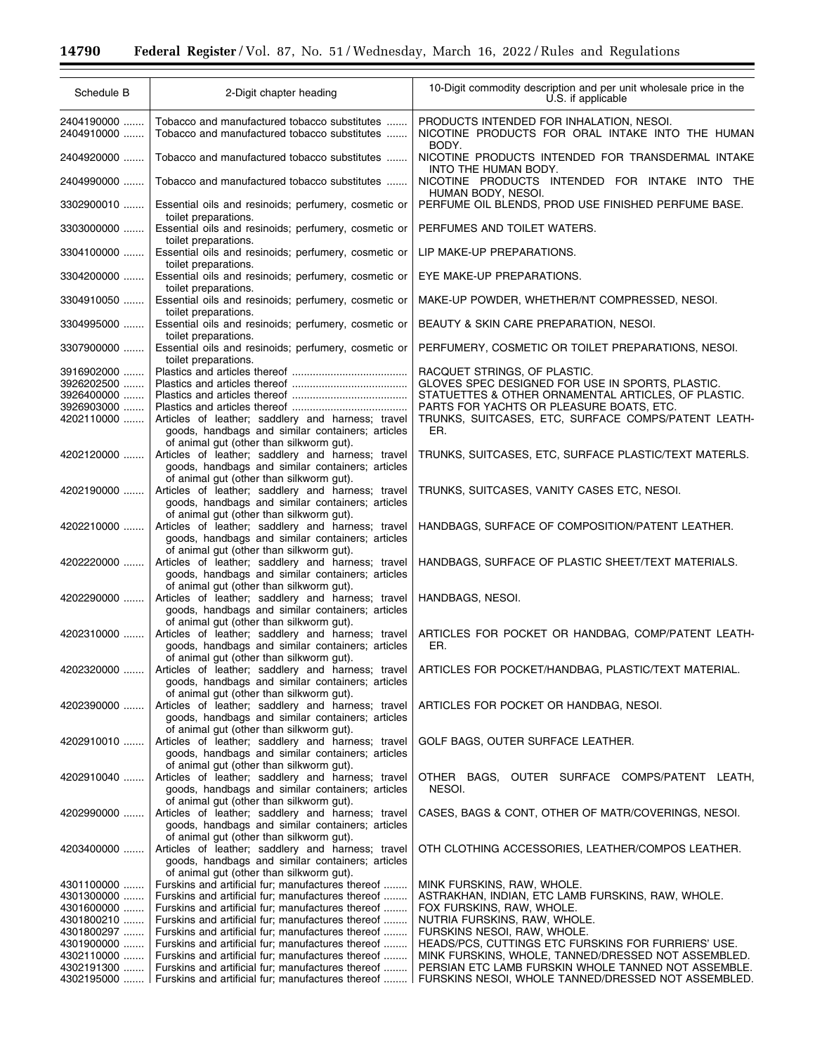| Schedule B | 2-Digit chapter heading | 10-Digit commodity description and per unit wholesale price in the U.S. if applicable |
|---|---|---|
| 2404190000 | Tobacco and manufactured tobacco substitutes | PRODUCTS INTENDED FOR INHALATION, NESOI. |
| 2404910000 | Tobacco and manufactured tobacco substitutes | NICOTINE PRODUCTS FOR ORAL INTAKE INTO THE HUMAN BODY. |
| 2404920000 | Tobacco and manufactured tobacco substitutes | NICOTINE PRODUCTS INTENDED FOR TRANSDERMAL INTAKE INTO THE HUMAN BODY. |
| 2404990000 | Tobacco and manufactured tobacco substitutes | NICOTINE PRODUCTS INTENDED FOR INTAKE INTO THE HUMAN BODY, NESOI. |
| 3302900010 | Essential oils and resinoids; perfumery, cosmetic or toilet preparations. | PERFUME OIL BLENDS, PROD USE FINISHED PERFUME BASE. |
| 3303000000 | Essential oils and resinoids; perfumery, cosmetic or toilet preparations. | PERFUMES AND TOILET WATERS. |
| 3304100000 | Essential oils and resinoids; perfumery, cosmetic or toilet preparations. | LIP MAKE-UP PREPARATIONS. |
| 3304200000 | Essential oils and resinoids; perfumery, cosmetic or toilet preparations. | EYE MAKE-UP PREPARATIONS. |
| 3304910050 | Essential oils and resinoids; perfumery, cosmetic or toilet preparations. | MAKE-UP POWDER, WHETHER/NT COMPRESSED, NESOI. |
| 3304995000 | Essential oils and resinoids; perfumery, cosmetic or toilet preparations. | BEAUTY & SKIN CARE PREPARATION, NESOI. |
| 3307900000 | Essential oils and resinoids; perfumery, cosmetic or toilet preparations. | PERFUMERY, COSMETIC OR TOILET PREPARATIONS, NESOI. |
| 3916902000 | Plastics and articles thereof | RACQUET STRINGS, OF PLASTIC. |
| 3926202500 | Plastics and articles thereof | GLOVES SPEC DESIGNED FOR USE IN SPORTS, PLASTIC. |
| 3926400000 | Plastics and articles thereof | STATUETTES & OTHER ORNAMENTAL ARTICLES, OF PLASTIC. |
| 3926903000 | Plastics and articles thereof | PARTS FOR YACHTS OR PLEASURE BOATS, ETC. |
| 4202110000 | Articles of leather; saddlery and harness; travel goods, handbags and similar containers; articles of animal gut (other than silkworm gut). | TRUNKS, SUITCASES, ETC, SURFACE COMPS/PATENT LEATHER. |
| 4202120000 | Articles of leather; saddlery and harness; travel goods, handbags and similar containers; articles of animal gut (other than silkworm gut). | TRUNKS, SUITCASES, ETC, SURFACE PLASTIC/TEXT MATERLS. |
| 4202190000 | Articles of leather; saddlery and harness; travel goods, handbags and similar containers; articles of animal gut (other than silkworm gut). | TRUNKS, SUITCASES, VANITY CASES ETC, NESOI. |
| 4202210000 | Articles of leather; saddlery and harness; travel goods, handbags and similar containers; articles of animal gut (other than silkworm gut). | HANDBAGS, SURFACE OF COMPOSITION/PATENT LEATHER. |
| 4202220000 | Articles of leather; saddlery and harness; travel goods, handbags and similar containers; articles of animal gut (other than silkworm gut). | HANDBAGS, SURFACE OF PLASTIC SHEET/TEXT MATERIALS. |
| 4202290000 | Articles of leather; saddlery and harness; travel goods, handbags and similar containers; articles of animal gut (other than silkworm gut). | HANDBAGS, NESOI. |
| 4202310000 | Articles of leather; saddlery and harness; travel goods, handbags and similar containers; articles of animal gut (other than silkworm gut). | ARTICLES FOR POCKET OR HANDBAG, COMP/PATENT LEATHER. |
| 4202320000 | Articles of leather; saddlery and harness; travel goods, handbags and similar containers; articles of animal gut (other than silkworm gut). | ARTICLES FOR POCKET/HANDBAG, PLASTIC/TEXT MATERIAL. |
| 4202390000 | Articles of leather; saddlery and harness; travel goods, handbags and similar containers; articles of animal gut (other than silkworm gut). | ARTICLES FOR POCKET OR HANDBAG, NESOI. |
| 4202910010 | Articles of leather; saddlery and harness; travel goods, handbags and similar containers; articles of animal gut (other than silkworm gut). | GOLF BAGS, OUTER SURFACE LEATHER. |
| 4202910040 | Articles of leather; saddlery and harness; travel goods, handbags and similar containers; articles of animal gut (other than silkworm gut). | OTHER BAGS, OUTER SURFACE COMPS/PATENT LEATH, NESOI. |
| 4202990000 | Articles of leather; saddlery and harness; travel goods, handbags and similar containers; articles of animal gut (other than silkworm gut). | CASES, BAGS & CONT, OTHER OF MATR/COVERINGS, NESOI. |
| 4203400000 | Articles of leather; saddlery and harness; travel goods, handbags and similar containers; articles of animal gut (other than silkworm gut). | OTH CLOTHING ACCESSORIES, LEATHER/COMPOS LEATHER. |
| 4301100000 | Furskins and artificial fur; manufactures thereof | MINK FURSKINS, RAW, WHOLE. |
| 4301300000 | Furskins and artificial fur; manufactures thereof | ASTRAKHAN, INDIAN, ETC LAMB FURSKINS, RAW, WHOLE. |
| 4301600000 | Furskins and artificial fur; manufactures thereof | FOX FURSKINS, RAW, WHOLE. |
| 4301800210 | Furskins and artificial fur; manufactures thereof | NUTRIA FURSKINS, RAW, WHOLE. |
| 4301800297 | Furskins and artificial fur; manufactures thereof | FURSKINS NESOI, RAW, WHOLE. |
| 4301900000 | Furskins and artificial fur; manufactures thereof | HEADS/PCS, CUTTINGS ETC FURSKINS FOR FURRIERS' USE. |
| 4302110000 | Furskins and artificial fur; manufactures thereof | MINK FURSKINS, WHOLE, TANNED/DRESSED NOT ASSEMBLED. |
| 4302191300 | Furskins and artificial fur; manufactures thereof | PERSIAN ETC LAMB FURSKIN WHOLE TANNED NOT ASSEMBLE. |
| 4302195000 | Furskins and artificial fur; manufactures thereof | FURSKINS NESOI, WHOLE TANNED/DRESSED NOT ASSEMBLED. |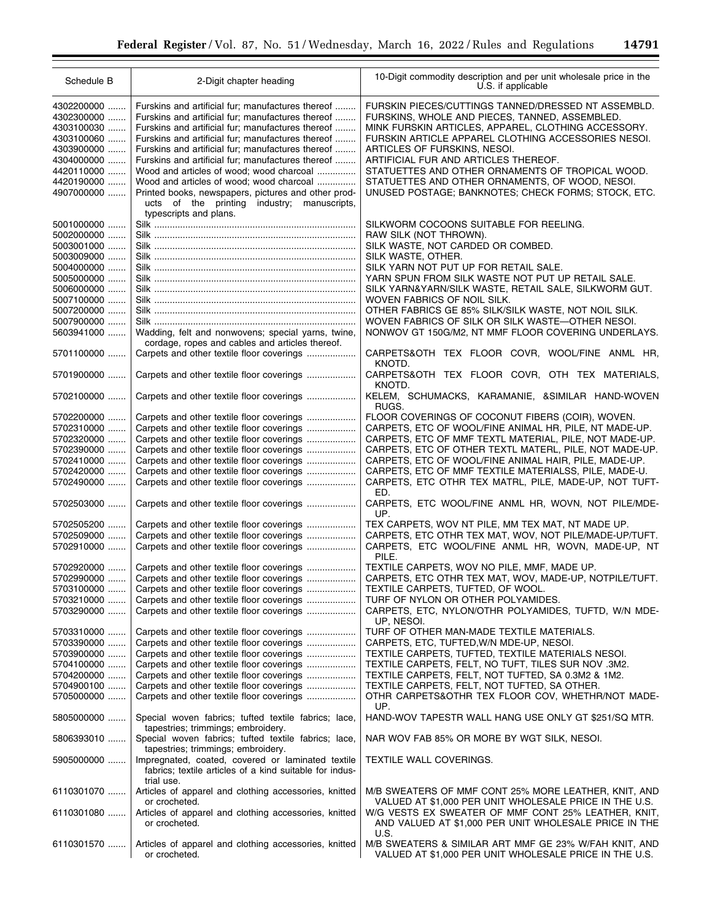| Schedule B | 2-Digit chapter heading | 10-Digit commodity description and per unit wholesale price in the U.S. if applicable |
|---|---|---|
| 4302200000 | Furskins and artificial fur; manufactures thereof | FURSKIN PIECES/CUTTINGS TANNED/DRESSED NT ASSEMBLD. |
| 4302300000 | Furskins and artificial fur; manufactures thereof | FURSKINS, WHOLE AND PIECES, TANNED, ASSEMBLED. |
| 4303100030 | Furskins and artificial fur; manufactures thereof | MINK FURSKIN ARTICLES, APPAREL, CLOTHING ACCESSORY. |
| 4303100060 | Furskins and artificial fur; manufactures thereof | FURSKIN ARTICLE APPAREL CLOTHING ACCESSORIES NESOI. |
| 4303900000 | Furskins and artificial fur; manufactures thereof | ARTICLES OF FURSKINS, NESOI. |
| 4304000000 | Furskins and artificial fur; manufactures thereof | ARTIFICIAL FUR AND ARTICLES THEREOF. |
| 4420110000 | Wood and articles of wood; wood charcoal | STATUETTES AND OTHER ORNAMENTS OF TROPICAL WOOD. |
| 4420190000 | Wood and articles of wood; wood charcoal | STATUETTES AND OTHER ORNAMENTS, OF WOOD, NESOI. |
| 4907000000 | Printed books, newspapers, pictures and other products of the printing industry; manuscripts, typescripts and plans. | UNUSED POSTAGE; BANKNOTES; CHECK FORMS; STOCK, ETC. |
| 5001000000 | Silk | SILKWORM COCOONS SUITABLE FOR REELING. |
| 5002000000 | Silk | RAW SILK (NOT THROWN). |
| 5003001000 | Silk | SILK WASTE, NOT CARDED OR COMBED. |
| 5003009000 | Silk | SILK WASTE, OTHER. |
| 5004000000 | Silk | SILK YARN NOT PUT UP FOR RETAIL SALE. |
| 5005000000 | Silk | YARN SPUN FROM SILK WASTE NOT PUT UP RETAIL SALE. |
| 5006000000 | Silk | SILK YARN&YARN/SILK WASTE, RETAIL SALE, SILKWORM GUT. |
| 5007100000 | Silk | WOVEN FABRICS OF NOIL SILK. |
| 5007200000 | Silk | OTHER FABRICS GE 85% SILK/SILK WASTE, NOT NOIL SILK. |
| 5007900000 | Silk | WOVEN FABRICS OF SILK OR SILK WASTE—OTHER NESOI. |
| 5603941000 | Wadding, felt and nonwovens; special yarns, twine, cordage, ropes and cables and articles thereof. | NONWOV GT 150G/M2, NT MMF FLOOR COVERING UNDERLAYS. |
| 5701100000 | Carpets and other textile floor coverings | CARPETS&OTH TEX FLOOR COVR, WOOL/FINE ANML HR, KNOTD. |
| 5701900000 | Carpets and other textile floor coverings | CARPETS&OTH TEX FLOOR COVR, OTH TEX MATERIALS, KNOTD. |
| 5702100000 | Carpets and other textile floor coverings | KELEM, SCHUMACKS, KARAMANIE, &SIMILAR HAND-WOVEN RUGS. |
| 5702200000 | Carpets and other textile floor coverings | FLOOR COVERINGS OF COCONUT FIBERS (COIR), WOVEN. |
| 5702310000 | Carpets and other textile floor coverings | CARPETS, ETC OF WOOL/FINE ANIMAL HR, PILE, NT MADE-UP. |
| 5702320000 | Carpets and other textile floor coverings | CARPETS, ETC OF MMF TEXTL MATERIAL, PILE, NOT MADE-UP. |
| 5702390000 | Carpets and other textile floor coverings | CARPETS, ETC OF OTHER TEXTL MATERL, PILE, NOT MADE-UP. |
| 5702410000 | Carpets and other textile floor coverings | CARPETS, ETC OF WOOL/FINE ANIMAL HAIR, PILE, MADE-UP. |
| 5702420000 | Carpets and other textile floor coverings | CARPETS, ETC OF MMF TEXTILE MATERIALSS, PILE, MADE-U. |
| 5702490000 | Carpets and other textile floor coverings | CARPETS, ETC OTHR TEX MATRL, PILE, MADE-UP, NOT TUFTED. |
| 5702503000 | Carpets and other textile floor coverings | CARPETS, ETC WOOL/FINE ANML HR, WOVN, NOT PILE/MDE-UP. |
| 5702505200 | Carpets and other textile floor coverings | TEX CARPETS, WOV NT PILE, MM TEX MAT, NT MADE UP. |
| 5702509000 | Carpets and other textile floor coverings | CARPETS, ETC OTHR TEX MAT, WOV, NOT PILE/MADE-UP/TUFT. |
| 5702910000 | Carpets and other textile floor coverings | CARPETS, ETC WOOL/FINE ANML HR, WOVN, MADE-UP, NT PILE. |
| 5702920000 | Carpets and other textile floor coverings | TEXTILE CARPETS, WOV NO PILE, MMF, MADE UP. |
| 5702990000 | Carpets and other textile floor coverings | CARPETS, ETC OTHR TEX MAT, WOV, MADE-UP, NOTPILE/TUFT. |
| 5703100000 | Carpets and other textile floor coverings | TEXTILE CARPETS, TUFTED, OF WOOL. |
| 5703210000 | Carpets and other textile floor coverings | TURF OF NYLON OR OTHER POLYAMIDES. |
| 5703290000 | Carpets and other textile floor coverings | CARPETS, ETC, NYLON/OTHR POLYAMIDES, TUFTD, W/N MDE-UP, NESOI. |
| 5703310000 | Carpets and other textile floor coverings | TURF OF OTHER MAN-MADE TEXTILE MATERIALS. |
| 5703390000 | Carpets and other textile floor coverings | CARPETS, ETC, TUFTED,W/N MDE-UP, NESOI. |
| 5703900000 | Carpets and other textile floor coverings | TEXTILE CARPETS, TUFTED, TEXTILE MATERIALS NESOI. |
| 5704100000 | Carpets and other textile floor coverings | TEXTILE CARPETS, FELT, NO TUFT, TILES SUR NOV .3M2. |
| 5704200000 | Carpets and other textile floor coverings | TEXTILE CARPETS, FELT, NOT TUFTED, SA 0.3M2 & 1M2. |
| 5704900100 | Carpets and other textile floor coverings | TEXTILE CARPETS, FELT, NOT TUFTED, SA OTHER. |
| 5705000000 | Carpets and other textile floor coverings | OTHR CARPETS&OTHR TEX FLOOR COV, WHETHR/NOT MADE-UP. |
| 5805000000 | Special woven fabrics; tufted textile fabrics; lace, tapestries; trimmings; embroidery. | HAND-WOV TAPESTR WALL HANG USE ONLY GT $251/SQ MTR. |
| 5806393010 | Special woven fabrics; tufted textile fabrics; lace, tapestries; trimmings; embroidery. | NAR WOV FAB 85% OR MORE BY WGT SILK, NESOI. |
| 5905000000 | Impregnated, coated, covered or laminated textile fabrics; textile articles of a kind suitable for industrial use. | TEXTILE WALL COVERINGS. |
| 6110301070 | Articles of apparel and clothing accessories, knitted or crocheted. | M/B SWEATERS OF MMF CONT 25% MORE LEATHER, KNIT, AND VALUED AT $1,000 PER UNIT WHOLESALE PRICE IN THE U.S. |
| 6110301080 | Articles of apparel and clothing accessories, knitted or crocheted. | W/G VESTS EX SWEATER OF MMF CONT 25% LEATHER, KNIT, AND VALUED AT $1,000 PER UNIT WHOLESALE PRICE IN THE U.S. |
| 6110301570 | Articles of apparel and clothing accessories, knitted or crocheted. | M/B SWEATERS & SIMILAR ART MMF GE 23% W/FAH KNIT, AND VALUED AT $1,000 PER UNIT WHOLESALE PRICE IN THE U.S. |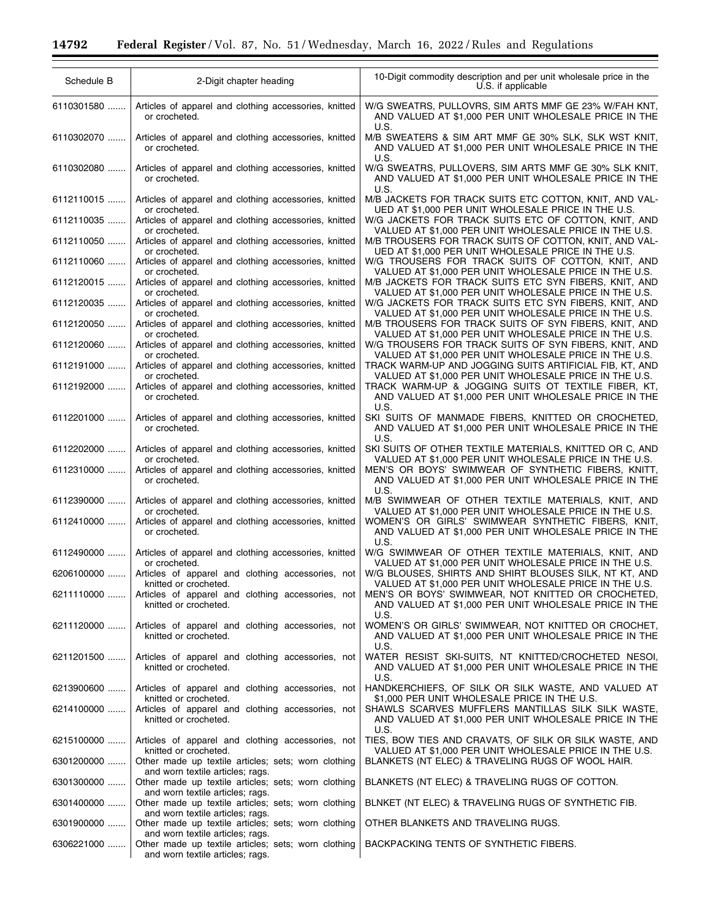| Schedule B | 2-Digit chapter heading | 10-Digit commodity description and per unit wholesale price in the U.S. if applicable |
|---|---|---|
| 6110301580 ....... | Articles of apparel and clothing accessories, knitted or crocheted. | W/G SWEATRS, PULLOVRS, SIM ARTS MMF GE 23% W/FAH KNT, AND VALUED AT $1,000 PER UNIT WHOLESALE PRICE IN THE U.S. |
| 6110302070 ....... | Articles of apparel and clothing accessories, knitted or crocheted. | M/B SWEATERS & SIM ART MMF GE 30% SLK, SLK WST KNIT, AND VALUED AT $1,000 PER UNIT WHOLESALE PRICE IN THE U.S. |
| 6110302080 ....... | Articles of apparel and clothing accessories, knitted or crocheted. | W/G SWEATRS, PULLOVERS, SIM ARTS MMF GE 30% SLK KNIT, AND VALUED AT $1,000 PER UNIT WHOLESALE PRICE IN THE U.S. |
| 6112110015 ....... | Articles of apparel and clothing accessories, knitted or crocheted. | M/B JACKETS FOR TRACK SUITS ETC COTTON, KNIT, AND VALUED AT $1,000 PER UNIT WHOLESALE PRICE IN THE U.S. |
| 6112110035 ....... | Articles of apparel and clothing accessories, knitted or crocheted. | W/G JACKETS FOR TRACK SUITS ETC OF COTTON, KNIT, AND VALUED AT $1,000 PER UNIT WHOLESALE PRICE IN THE U.S. |
| 6112110050 ....... | Articles of apparel and clothing accessories, knitted or crocheted. | M/B TROUSERS FOR TRACK SUITS OF COTTON, KNIT, AND VALUED AT $1,000 PER UNIT WHOLESALE PRICE IN THE U.S. |
| 6112110060 ....... | Articles of apparel and clothing accessories, knitted or crocheted. | W/G TROUSERS FOR TRACK SUITS OF COTTON, KNIT, AND VALUED AT $1,000 PER UNIT WHOLESALE PRICE IN THE U.S. |
| 6112120015 ....... | Articles of apparel and clothing accessories, knitted or crocheted. | M/B JACKETS FOR TRACK SUITS ETC SYN FIBERS, KNIT, AND VALUED AT $1,000 PER UNIT WHOLESALE PRICE IN THE U.S. |
| 6112120035 ....... | Articles of apparel and clothing accessories, knitted or crocheted. | W/G JACKETS FOR TRACK SUITS ETC SYN FIBERS, KNIT, AND VALUED AT $1,000 PER UNIT WHOLESALE PRICE IN THE U.S. |
| 6112120050 ....... | Articles of apparel and clothing accessories, knitted or crocheted. | M/B TROUSERS FOR TRACK SUITS OF SYN FIBERS, KNIT, AND VALUED AT $1,000 PER UNIT WHOLESALE PRICE IN THE U.S. |
| 6112120060 ....... | Articles of apparel and clothing accessories, knitted or crocheted. | W/G TROUSERS FOR TRACK SUITS OF SYN FIBERS, KNIT, AND VALUED AT $1,000 PER UNIT WHOLESALE PRICE IN THE U.S. |
| 6112191000 ....... | Articles of apparel and clothing accessories, knitted or crocheted. | TRACK WARM-UP AND JOGGING SUITS ARTIFICIAL FIB, KT, AND VALUED AT $1,000 PER UNIT WHOLESALE PRICE IN THE U.S. |
| 6112192000 ....... | Articles of apparel and clothing accessories, knitted or crocheted. | TRACK WARM-UP & JOGGING SUITS OT TEXTILE FIBER, KT, AND VALUED AT $1,000 PER UNIT WHOLESALE PRICE IN THE U.S. |
| 6112201000 ....... | Articles of apparel and clothing accessories, knitted or crocheted. | SKI SUITS OF MANMADE FIBERS, KNITTED OR CROCHETED, AND VALUED AT $1,000 PER UNIT WHOLESALE PRICE IN THE U.S. |
| 6112202000 ....... | Articles of apparel and clothing accessories, knitted or crocheted. | SKI SUITS OF OTHER TEXTILE MATERIALS, KNITTED OR C, AND VALUED AT $1,000 PER UNIT WHOLESALE PRICE IN THE U.S. |
| 6112310000 ....... | Articles of apparel and clothing accessories, knitted or crocheted. | MEN'S OR BOYS' SWIMWEAR OF SYNTHETIC FIBERS, KNITT, AND VALUED AT $1,000 PER UNIT WHOLESALE PRICE IN THE U.S. |
| 6112390000 ....... | Articles of apparel and clothing accessories, knitted or crocheted. | M/B SWIMWEAR OF OTHER TEXTILE MATERIALS, KNIT, AND VALUED AT $1,000 PER UNIT WHOLESALE PRICE IN THE U.S. |
| 6112410000 ....... | Articles of apparel and clothing accessories, knitted or crocheted. | WOMEN'S OR GIRLS' SWIMWEAR SYNTHETIC FIBERS, KNIT, AND VALUED AT $1,000 PER UNIT WHOLESALE PRICE IN THE U.S. |
| 6112490000 ....... | Articles of apparel and clothing accessories, knitted or crocheted. | W/G SWIMWEAR OF OTHER TEXTILE MATERIALS, KNIT, AND VALUED AT $1,000 PER UNIT WHOLESALE PRICE IN THE U.S. |
| 6206100000 ....... | Articles of apparel and clothing accessories, not knitted or crocheted. | W/G BLOUSES, SHIRTS AND SHIRT BLOUSES SILK, NT KT, AND VALUED AT $1,000 PER UNIT WHOLESALE PRICE IN THE U.S. |
| 6211110000 ....... | Articles of apparel and clothing accessories, not knitted or crocheted. | MEN'S OR BOYS' SWIMWEAR, NOT KNITTED OR CROCHETED, AND VALUED AT $1,000 PER UNIT WHOLESALE PRICE IN THE U.S. |
| 6211120000 ....... | Articles of apparel and clothing accessories, not knitted or crocheted. | WOMEN'S OR GIRLS' SWIMWEAR, NOT KNITTED OR CROCHET, AND VALUED AT $1,000 PER UNIT WHOLESALE PRICE IN THE U.S. |
| 6211201500 ....... | Articles of apparel and clothing accessories, not knitted or crocheted. | WATER RESIST SKI-SUITS, NT KNITTED/CROCHETED NESOI, AND VALUED AT $1,000 PER UNIT WHOLESALE PRICE IN THE U.S. |
| 6213900600 ....... | Articles of apparel and clothing accessories, not knitted or crocheted. | HANDKERCHIEFS, OF SILK OR SILK WASTE, AND VALUED AT $1,000 PER UNIT WHOLESALE PRICE IN THE U.S. |
| 6214100000 ....... | Articles of apparel and clothing accessories, not knitted or crocheted. | SHAWLS SCARVES MUFFLERS MANTILLAS SILK SILK WASTE, AND VALUED AT $1,000 PER UNIT WHOLESALE PRICE IN THE U.S. |
| 6215100000 ....... | Articles of apparel and clothing accessories, not knitted or crocheted. | TIES, BOW TIES AND CRAVATS, OF SILK OR SILK WASTE, AND VALUED AT $1,000 PER UNIT WHOLESALE PRICE IN THE U.S. |
| 6301200000 ....... | Other made up textile articles; sets; worn clothing and worn textile articles; rags. | BLANKETS (NT ELEC) & TRAVELING RUGS OF WOOL HAIR. |
| 6301300000 ....... | Other made up textile articles; sets; worn clothing and worn textile articles; rags. | BLANKETS (NT ELEC) & TRAVELING RUGS OF COTTON. |
| 6301400000 ....... | Other made up textile articles; sets; worn clothing and worn textile articles; rags. | BLNKET (NT ELEC) & TRAVELING RUGS OF SYNTHETIC FIB. |
| 6301900000 ....... | Other made up textile articles; sets; worn clothing and worn textile articles; rags. | OTHER BLANKETS AND TRAVELING RUGS. |
| 6306221000 ....... | Other made up textile articles; sets; worn clothing and worn textile articles; rags. | BACKPACKING TENTS OF SYNTHETIC FIBERS. |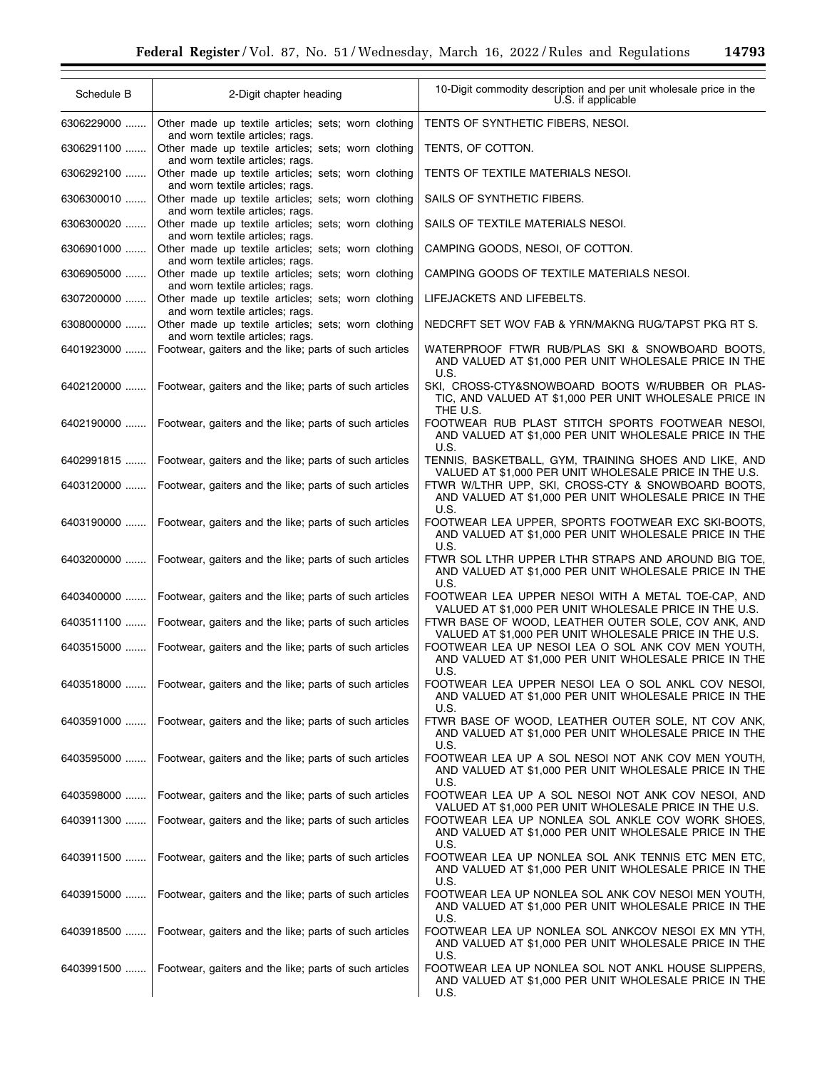| Schedule B | 2-Digit chapter heading | 10-Digit commodity description and per unit wholesale price in the U.S. if applicable |
|---|---|---|
| 6306229000 | Other made up textile articles; sets; worn clothing and worn textile articles; rags. | TENTS OF SYNTHETIC FIBERS, NESOI. |
| 6306291100 | Other made up textile articles; sets; worn clothing and worn textile articles; rags. | TENTS, OF COTTON. |
| 6306292100 | Other made up textile articles; sets; worn clothing and worn textile articles; rags. | TENTS OF TEXTILE MATERIALS NESOI. |
| 6306300010 | Other made up textile articles; sets; worn clothing and worn textile articles; rags. | SAILS OF SYNTHETIC FIBERS. |
| 6306300020 | Other made up textile articles; sets; worn clothing and worn textile articles; rags. | SAILS OF TEXTILE MATERIALS NESOI. |
| 6306901000 | Other made up textile articles; sets; worn clothing and worn textile articles; rags. | CAMPING GOODS, NESOI, OF COTTON. |
| 6306905000 | Other made up textile articles; sets; worn clothing and worn textile articles; rags. | CAMPING GOODS OF TEXTILE MATERIALS NESOI. |
| 6307200000 | Other made up textile articles; sets; worn clothing and worn textile articles; rags. | LIFEJACKETS AND LIFEBELTS. |
| 6308000000 | Other made up textile articles; sets; worn clothing and worn textile articles; rags. | NEDCRFT SET WOV FAB & YRN/MAKNG RUG/TAPST PKG RT S. |
| 6401923000 | Footwear, gaiters and the like; parts of such articles | WATERPROOF FTWR RUB/PLAS SKI & SNOWBOARD BOOTS, AND VALUED AT $1,000 PER UNIT WHOLESALE PRICE IN THE U.S. |
| 6402120000 | Footwear, gaiters and the like; parts of such articles | SKI, CROSS-CTY&SNOWBOARD BOOTS W/RUBBER OR PLASTIC, AND VALUED AT $1,000 PER UNIT WHOLESALE PRICE IN THE U.S. |
| 6402190000 | Footwear, gaiters and the like; parts of such articles | FOOTWEAR RUB PLAST STITCH SPORTS FOOTWEAR NESOI, AND VALUED AT $1,000 PER UNIT WHOLESALE PRICE IN THE U.S. |
| 6402991815 | Footwear, gaiters and the like; parts of such articles | TENNIS, BASKETBALL, GYM, TRAINING SHOES AND LIKE, AND VALUED AT $1,000 PER UNIT WHOLESALE PRICE IN THE U.S. |
| 6403120000 | Footwear, gaiters and the like; parts of such articles | FTWR W/LTHR UPP, SKI, CROSS-CTY & SNOWBOARD BOOTS, AND VALUED AT $1,000 PER UNIT WHOLESALE PRICE IN THE U.S. |
| 6403190000 | Footwear, gaiters and the like; parts of such articles | FOOTWEAR LEA UPPER, SPORTS FOOTWEAR EXC SKI-BOOTS, AND VALUED AT $1,000 PER UNIT WHOLESALE PRICE IN THE U.S. |
| 6403200000 | Footwear, gaiters and the like; parts of such articles | FTWR SOL LTHR UPPER LTHR STRAPS AND AROUND BIG TOE, AND VALUED AT $1,000 PER UNIT WHOLESALE PRICE IN THE U.S. |
| 6403400000 | Footwear, gaiters and the like; parts of such articles | FOOTWEAR LEA UPPER NESOI WITH A METAL TOE-CAP, AND VALUED AT $1,000 PER UNIT WHOLESALE PRICE IN THE U.S. |
| 6403511100 | Footwear, gaiters and the like; parts of such articles | FTWR BASE OF WOOD, LEATHER OUTER SOLE, COV ANK, AND VALUED AT $1,000 PER UNIT WHOLESALE PRICE IN THE U.S. |
| 6403515000 | Footwear, gaiters and the like; parts of such articles | FOOTWEAR LEA UP NESOI LEA O SOL ANK COV MEN YOUTH, AND VALUED AT $1,000 PER UNIT WHOLESALE PRICE IN THE U.S. |
| 6403518000 | Footwear, gaiters and the like; parts of such articles | FOOTWEAR LEA UPPER NESOI LEA O SOL ANKL COV NESOI, AND VALUED AT $1,000 PER UNIT WHOLESALE PRICE IN THE U.S. |
| 6403591000 | Footwear, gaiters and the like; parts of such articles | FTWR BASE OF WOOD, LEATHER OUTER SOLE, NT COV ANK, AND VALUED AT $1,000 PER UNIT WHOLESALE PRICE IN THE U.S. |
| 6403595000 | Footwear, gaiters and the like; parts of such articles | FOOTWEAR LEA UP A SOL NESOI NOT ANK COV MEN YOUTH, AND VALUED AT $1,000 PER UNIT WHOLESALE PRICE IN THE U.S. |
| 6403598000 | Footwear, gaiters and the like; parts of such articles | FOOTWEAR LEA UP A SOL NESOI NOT ANK COV NESOI, AND VALUED AT $1,000 PER UNIT WHOLESALE PRICE IN THE U.S. |
| 6403911300 | Footwear, gaiters and the like; parts of such articles | FOOTWEAR LEA UP NONLEA SOL ANKLE COV WORK SHOES, AND VALUED AT $1,000 PER UNIT WHOLESALE PRICE IN THE U.S. |
| 6403911500 | Footwear, gaiters and the like; parts of such articles | FOOTWEAR LEA UP NONLEA SOL ANK TENNIS ETC MEN ETC, AND VALUED AT $1,000 PER UNIT WHOLESALE PRICE IN THE U.S. |
| 6403915000 | Footwear, gaiters and the like; parts of such articles | FOOTWEAR LEA UP NONLEA SOL ANK COV NESOI MEN YOUTH, AND VALUED AT $1,000 PER UNIT WHOLESALE PRICE IN THE U.S. |
| 6403918500 | Footwear, gaiters and the like; parts of such articles | FOOTWEAR LEA UP NONLEA SOL ANKCOV NESOI EX MN YTH, AND VALUED AT $1,000 PER UNIT WHOLESALE PRICE IN THE U.S. |
| 6403991500 | Footwear, gaiters and the like; parts of such articles | FOOTWEAR LEA UP NONLEA SOL NOT ANKL HOUSE SLIPPERS, AND VALUED AT $1,000 PER UNIT WHOLESALE PRICE IN THE U.S. |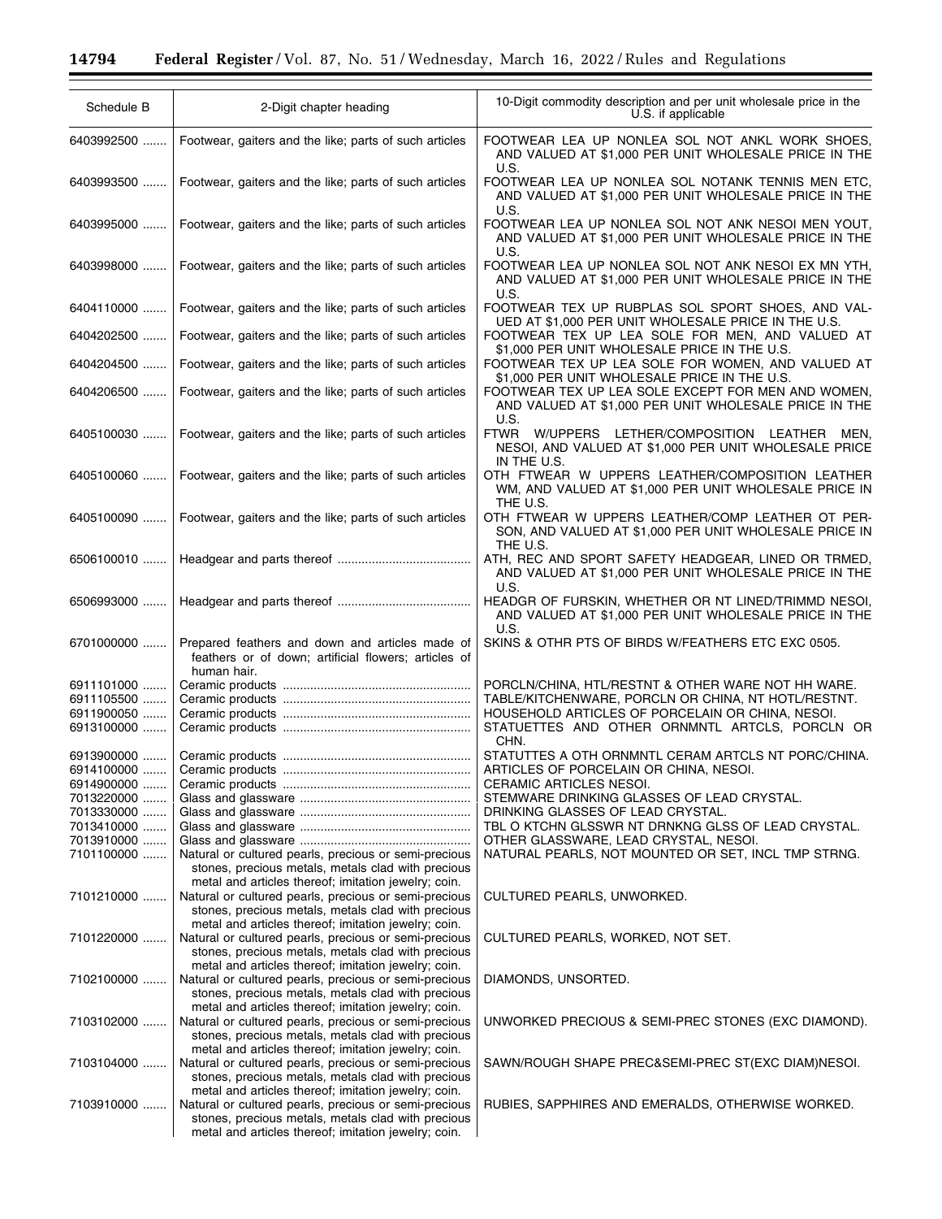| Schedule B | 2-Digit chapter heading | 10-Digit commodity description and per unit wholesale price in the U.S. if applicable |
|---|---|---|
| 6403992500 ....... | Footwear, gaiters and the like; parts of such articles | FOOTWEAR LEA UP NONLEA SOL NOT ANKL WORK SHOES, AND VALUED AT $1,000 PER UNIT WHOLESALE PRICE IN THE U.S. |
| 6403993500 ....... | Footwear, gaiters and the like; parts of such articles | FOOTWEAR LEA UP NONLEA SOL NOTANK TENNIS MEN ETC, AND VALUED AT $1,000 PER UNIT WHOLESALE PRICE IN THE U.S. |
| 6403995000 ....... | Footwear, gaiters and the like; parts of such articles | FOOTWEAR LEA UP NONLEA SOL NOT ANK NESOI MEN YOUT, AND VALUED AT $1,000 PER UNIT WHOLESALE PRICE IN THE U.S. |
| 6403998000 ....... | Footwear, gaiters and the like; parts of such articles | FOOTWEAR LEA UP NONLEA SOL NOT ANK NESOI EX MN YTH, AND VALUED AT $1,000 PER UNIT WHOLESALE PRICE IN THE U.S. |
| 6404110000 ....... | Footwear, gaiters and the like; parts of such articles | FOOTWEAR TEX UP RUBPLAS SOL SPORT SHOES, AND VALUED AT $1,000 PER UNIT WHOLESALE PRICE IN THE U.S. |
| 6404202500 ....... | Footwear, gaiters and the like; parts of such articles | FOOTWEAR TEX UP LEA SOLE FOR MEN, AND VALUED AT $1,000 PER UNIT WHOLESALE PRICE IN THE U.S. |
| 6404204500 ....... | Footwear, gaiters and the like; parts of such articles | FOOTWEAR TEX UP LEA SOLE FOR WOMEN, AND VALUED AT $1,000 PER UNIT WHOLESALE PRICE IN THE U.S. |
| 6404206500 ....... | Footwear, gaiters and the like; parts of such articles | FOOTWEAR TEX UP LEA SOLE EXCEPT FOR MEN AND WOMEN, AND VALUED AT $1,000 PER UNIT WHOLESALE PRICE IN THE U.S. |
| 6405100030 ....... | Footwear, gaiters and the like; parts of such articles | FTWR W/UPPERS LETHER/COMPOSITION LEATHER MEN, NESOI, AND VALUED AT $1,000 PER UNIT WHOLESALE PRICE IN THE U.S. |
| 6405100060 ....... | Footwear, gaiters and the like; parts of such articles | OTH FTWEAR W UPPERS LEATHER/COMPOSITION LEATHER WM, AND VALUED AT $1,000 PER UNIT WHOLESALE PRICE IN THE U.S. |
| 6405100090 ....... | Footwear, gaiters and the like; parts of such articles | OTH FTWEAR W UPPERS LEATHER/COMP LEATHER OT PERSON, AND VALUED AT $1,000 PER UNIT WHOLESALE PRICE IN THE U.S. |
| 6506100010 ....... | Headgear and parts thereof ...................................... | ATH, REC AND SPORT SAFETY HEADGEAR, LINED OR TRMED, AND VALUED AT $1,000 PER UNIT WHOLESALE PRICE IN THE U.S. |
| 6506993000 ....... | Headgear and parts thereof ...................................... | HEADGR OF FURSKIN, WHETHER OR NT LINED/TRIMMD NESOI, AND VALUED AT $1,000 PER UNIT WHOLESALE PRICE IN THE U.S. |
| 6701000000 ....... | Prepared feathers and down and articles made of feathers or of down; artificial flowers; articles of human hair. | SKINS & OTHR PTS OF BIRDS W/FEATHERS ETC EXC 0505. |
| 6911101000 ....... | Ceramic products ...................................................... | PORCLN/CHINA, HTL/RESTNT & OTHER WARE NOT HH WARE. |
| 6911105500 ....... | Ceramic products ...................................................... | TABLE/KITCHENWARE, PORCLN OR CHINA, NT HOTL/RESTNT. |
| 6911900050 ....... | Ceramic products ...................................................... | HOUSEHOLD ARTICLES OF PORCELAIN OR CHINA, NESOI. |
| 6913100000 ....... | Ceramic products ...................................................... | STATUETTES AND OTHER ORNMNTL ARTCLS, PORCLN OR CHN. |
| 6913900000 ....... | Ceramic products ...................................................... | STATUTTES A OTH ORNMNTL CERAM ARTCLS NT PORC/CHINA. |
| 6914100000 ....... | Ceramic products ...................................................... | ARTICLES OF PORCELAIN OR CHINA, NESOI. |
| 6914900000 ....... | Ceramic products ...................................................... | CERAMIC ARTICLES NESOI. |
| 7013220000 ....... | Glass and glassware ................................................. | STEMWARE DRINKING GLASSES OF LEAD CRYSTAL. |
| 7013330000 ....... | Glass and glassware ................................................. | DRINKING GLASSES OF LEAD CRYSTAL. |
| 7013410000 ....... | Glass and glassware ................................................. | TBL O KTCHN GLSSWR NT DRNKNG GLSS OF LEAD CRYSTAL. |
| 7013910000 ....... | Glass and glassware ................................................. | OTHER GLASSWARE, LEAD CRYSTAL, NESOI. |
| 7101100000 ....... | Natural or cultured pearls, precious or semi-precious stones, precious metals, metals clad with precious metal and articles thereof; imitation jewelry; coin. | NATURAL PEARLS, NOT MOUNTED OR SET, INCL TMP STRNG. |
| 7101210000 ....... | Natural or cultured pearls, precious or semi-precious stones, precious metals, metals clad with precious metal and articles thereof; imitation jewelry; coin. | CULTURED PEARLS, UNWORKED. |
| 7101220000 ....... | Natural or cultured pearls, precious or semi-precious stones, precious metals, metals clad with precious metal and articles thereof; imitation jewelry; coin. | CULTURED PEARLS, WORKED, NOT SET. |
| 7102100000 ....... | Natural or cultured pearls, precious or semi-precious stones, precious metals, metals clad with precious metal and articles thereof; imitation jewelry; coin. | DIAMONDS, UNSORTED. |
| 7103102000 ....... | Natural or cultured pearls, precious or semi-precious stones, precious metals, metals clad with precious metal and articles thereof; imitation jewelry; coin. | UNWORKED PRECIOUS & SEMI-PREC STONES (EXC DIAMOND). |
| 7103104000 ....... | Natural or cultured pearls, precious or semi-precious stones, precious metals, metals clad with precious metal and articles thereof; imitation jewelry; coin. | SAWN/ROUGH SHAPE PREC&SEMI-PREC ST(EXC DIAM)NESOI. |
| 7103910000 ....... | Natural or cultured pearls, precious or semi-precious stones, precious metals, metals clad with precious metal and articles thereof; imitation jewelry; coin. | RUBIES, SAPPHIRES AND EMERALDS, OTHERWISE WORKED. |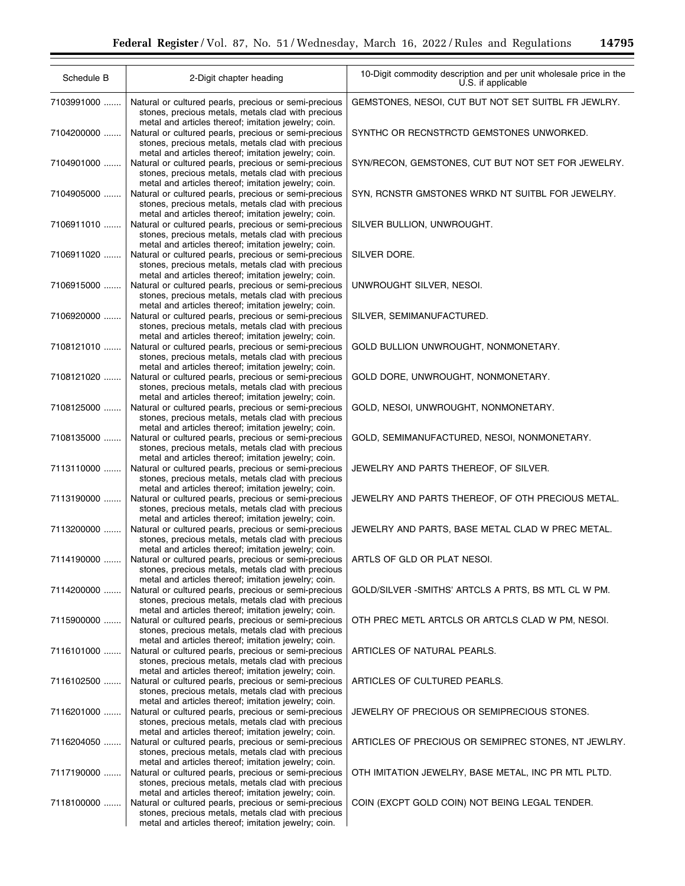| Schedule B | 2-Digit chapter heading | 10-Digit commodity description and per unit wholesale price in the U.S. if applicable |
| --- | --- | --- |
| 7103991000 ....... | Natural or cultured pearls, precious or semi-precious stones, precious metals, metals clad with precious metal and articles thereof; imitation jewelry; coin. | GEMSTONES, NESOI, CUT BUT NOT SET SUITBL FR JEWLRY. |
| 7104200000 ....... | Natural or cultured pearls, precious or semi-precious stones, precious metals, metals clad with precious metal and articles thereof; imitation jewelry; coin. | SYNTHC OR RECNSTRCTD GEMSTONES UNWORKED. |
| 7104901000 ....... | Natural or cultured pearls, precious or semi-precious stones, precious metals, metals clad with precious metal and articles thereof; imitation jewelry; coin. | SYN/RECON, GEMSTONES, CUT BUT NOT SET FOR JEWELRY. |
| 7104905000 ....... | Natural or cultured pearls, precious or semi-precious stones, precious metals, metals clad with precious metal and articles thereof; imitation jewelry; coin. | SYN, RCNSTR GMSTONES WRKD NT SUITBL FOR JEWELRY. |
| 7106911010 ....... | Natural or cultured pearls, precious or semi-precious stones, precious metals, metals clad with precious metal and articles thereof; imitation jewelry; coin. | SILVER BULLION, UNWROUGHT. |
| 7106911020 ....... | Natural or cultured pearls, precious or semi-precious stones, precious metals, metals clad with precious metal and articles thereof; imitation jewelry; coin. | SILVER DORE. |
| 7106915000 ....... | Natural or cultured pearls, precious or semi-precious stones, precious metals, metals clad with precious metal and articles thereof; imitation jewelry; coin. | UNWROUGHT SILVER, NESOI. |
| 7106920000 ....... | Natural or cultured pearls, precious or semi-precious stones, precious metals, metals clad with precious metal and articles thereof; imitation jewelry; coin. | SILVER, SEMIMANUFACTURED. |
| 7108121010 ....... | Natural or cultured pearls, precious or semi-precious stones, precious metals, metals clad with precious metal and articles thereof; imitation jewelry; coin. | GOLD BULLION UNWROUGHT, NONMONETARY. |
| 7108121020 ....... | Natural or cultured pearls, precious or semi-precious stones, precious metals, metals clad with precious metal and articles thereof; imitation jewelry; coin. | GOLD DORE, UNWROUGHT, NONMONETARY. |
| 7108125000 ....... | Natural or cultured pearls, precious or semi-precious stones, precious metals, metals clad with precious metal and articles thereof; imitation jewelry; coin. | GOLD, NESOI, UNWROUGHT, NONMONETARY. |
| 7108135000 ....... | Natural or cultured pearls, precious or semi-precious stones, precious metals, metals clad with precious metal and articles thereof; imitation jewelry; coin. | GOLD, SEMIMANUFACTURED, NESOI, NONMONETARY. |
| 7113110000 ....... | Natural or cultured pearls, precious or semi-precious stones, precious metals, metals clad with precious metal and articles thereof; imitation jewelry; coin. | JEWELRY AND PARTS THEREOF, OF SILVER. |
| 7113190000 ....... | Natural or cultured pearls, precious or semi-precious stones, precious metals, metals clad with precious metal and articles thereof; imitation jewelry; coin. | JEWELRY AND PARTS THEREOF, OF OTH PRECIOUS METAL. |
| 7113200000 ....... | Natural or cultured pearls, precious or semi-precious stones, precious metals, metals clad with precious metal and articles thereof; imitation jewelry; coin. | JEWELRY AND PARTS, BASE METAL CLAD W PREC METAL. |
| 7114190000 ....... | Natural or cultured pearls, precious or semi-precious stones, precious metals, metals clad with precious metal and articles thereof; imitation jewelry; coin. | ARTLS OF GLD OR PLAT NESOI. |
| 7114200000 ....... | Natural or cultured pearls, precious or semi-precious stones, precious metals, metals clad with precious metal and articles thereof; imitation jewelry; coin. | GOLD/SILVER -SMITHS' ARTCLS A PRTS, BS MTL CL W PM. |
| 7115900000 ....... | Natural or cultured pearls, precious or semi-precious stones, precious metals, metals clad with precious metal and articles thereof; imitation jewelry; coin. | OTH PREC METL ARTCLS OR ARTCLS CLAD W PM, NESOI. |
| 7116101000 ....... | Natural or cultured pearls, precious or semi-precious stones, precious metals, metals clad with precious metal and articles thereof; imitation jewelry; coin. | ARTICLES OF NATURAL PEARLS. |
| 7116102500 ....... | Natural or cultured pearls, precious or semi-precious stones, precious metals, metals clad with precious metal and articles thereof; imitation jewelry; coin. | ARTICLES OF CULTURED PEARLS. |
| 7116201000 ....... | Natural or cultured pearls, precious or semi-precious stones, precious metals, metals clad with precious metal and articles thereof; imitation jewelry; coin. | JEWELRY OF PRECIOUS OR SEMIPRECIOUS STONES. |
| 7116204050 ....... | Natural or cultured pearls, precious or semi-precious stones, precious metals, metals clad with precious metal and articles thereof; imitation jewelry; coin. | ARTICLES OF PRECIOUS OR SEMIPREC STONES, NT JEWLRY. |
| 7117190000 ....... | Natural or cultured pearls, precious or semi-precious stones, precious metals, metals clad with precious metal and articles thereof; imitation jewelry; coin. | OTH IMITATION JEWELRY, BASE METAL, INC PR MTL PLTD. |
| 7118100000 ....... | Natural or cultured pearls, precious or semi-precious stones, precious metals, metals clad with precious metal and articles thereof; imitation jewelry; coin. | COIN (EXCPT GOLD COIN) NOT BEING LEGAL TENDER. |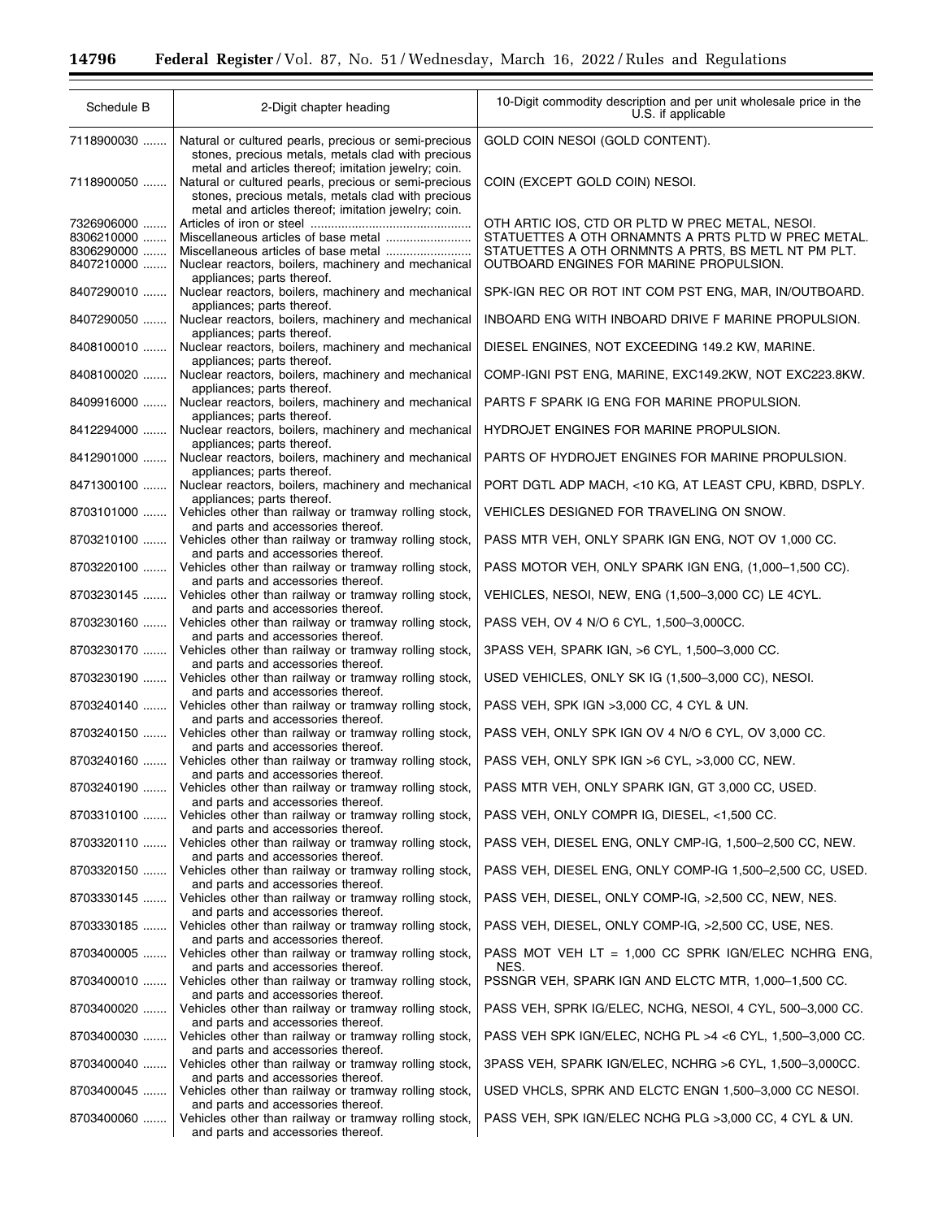| Schedule B | 2-Digit chapter heading | 10-Digit commodity description and per unit wholesale price in the U.S. if applicable |
|---|---|---|
| 7118900030 | Natural or cultured pearls, precious or semi-precious stones, precious metals, metals clad with precious metal and articles thereof; imitation jewelry; coin. | GOLD COIN NESOI (GOLD CONTENT). |
| 7118900050 | Natural or cultured pearls, precious or semi-precious stones, precious metals, metals clad with precious metal and articles thereof; imitation jewelry; coin. | COIN (EXCEPT GOLD COIN) NESOI. |
| 7326906000 | Articles of iron or steel | OTH ARTIC IOS, CTD OR PLTD W PREC METAL, NESOI. |
| 8306210000 | Miscellaneous articles of base metal | STATUETTES A OTH ORNAMNTS A PRTS PLTD W PREC METAL. |
| 8306290000 | Miscellaneous articles of base metal | STATUETTES A OTH ORNMNTS A PRTS, BS METL NT PM PLT. |
| 8407210000 | Nuclear reactors, boilers, machinery and mechanical appliances; parts thereof. | OUTBOARD ENGINES FOR MARINE PROPULSION. |
| 8407290010 | Nuclear reactors, boilers, machinery and mechanical appliances; parts thereof. | SPK-IGN REC OR ROT INT COM PST ENG, MAR, IN/OUTBOARD. |
| 8407290050 | Nuclear reactors, boilers, machinery and mechanical appliances; parts thereof. | INBOARD ENG WITH INBOARD DRIVE F MARINE PROPULSION. |
| 8408100010 | Nuclear reactors, boilers, machinery and mechanical appliances; parts thereof. | DIESEL ENGINES, NOT EXCEEDING 149.2 KW, MARINE. |
| 8408100020 | Nuclear reactors, boilers, machinery and mechanical appliances; parts thereof. | COMP-IGNI PST ENG, MARINE, EXC149.2KW, NOT EXC223.8KW. |
| 8409916000 | Nuclear reactors, boilers, machinery and mechanical appliances; parts thereof. | PARTS F SPARK IG ENG FOR MARINE PROPULSION. |
| 8412294000 | Nuclear reactors, boilers, machinery and mechanical appliances; parts thereof. | HYDROJET ENGINES FOR MARINE PROPULSION. |
| 8412901000 | Nuclear reactors, boilers, machinery and mechanical appliances; parts thereof. | PARTS OF HYDROJET ENGINES FOR MARINE PROPULSION. |
| 8471300100 | Nuclear reactors, boilers, machinery and mechanical appliances; parts thereof. | PORT DGTL ADP MACH, <10 KG, AT LEAST CPU, KBRD, DSPLY. |
| 8703101000 | Vehicles other than railway or tramway rolling stock, and parts and accessories thereof. | VEHICLES DESIGNED FOR TRAVELING ON SNOW. |
| 8703210100 | Vehicles other than railway or tramway rolling stock, and parts and accessories thereof. | PASS MTR VEH, ONLY SPARK IGN ENG, NOT OV 1,000 CC. |
| 8703220100 | Vehicles other than railway or tramway rolling stock, and parts and accessories thereof. | PASS MOTOR VEH, ONLY SPARK IGN ENG, (1,000–1,500 CC). |
| 8703230145 | Vehicles other than railway or tramway rolling stock, and parts and accessories thereof. | VEHICLES, NESOI, NEW, ENG (1,500–3,000 CC) LE 4CYL. |
| 8703230160 | Vehicles other than railway or tramway rolling stock, and parts and accessories thereof. | PASS VEH, OV 4 N/O 6 CYL, 1,500–3,000CC. |
| 8703230170 | Vehicles other than railway or tramway rolling stock, and parts and accessories thereof. | 3PASS VEH, SPARK IGN, >6 CYL, 1,500–3,000 CC. |
| 8703230190 | Vehicles other than railway or tramway rolling stock, and parts and accessories thereof. | USED VEHICLES, ONLY SK IG (1,500–3,000 CC), NESOI. |
| 8703240140 | Vehicles other than railway or tramway rolling stock, and parts and accessories thereof. | PASS VEH, SPK IGN >3,000 CC, 4 CYL & UN. |
| 8703240150 | Vehicles other than railway or tramway rolling stock, and parts and accessories thereof. | PASS VEH, ONLY SPK IGN OV 4 N/O 6 CYL, OV 3,000 CC. |
| 8703240160 | Vehicles other than railway or tramway rolling stock, and parts and accessories thereof. | PASS VEH, ONLY SPK IGN >6 CYL, >3,000 CC, NEW. |
| 8703240190 | Vehicles other than railway or tramway rolling stock, and parts and accessories thereof. | PASS MTR VEH, ONLY SPARK IGN, GT 3,000 CC, USED. |
| 8703310100 | Vehicles other than railway or tramway rolling stock, and parts and accessories thereof. | PASS VEH, ONLY COMPR IG, DIESEL, <1,500 CC. |
| 8703320110 | Vehicles other than railway or tramway rolling stock, and parts and accessories thereof. | PASS VEH, DIESEL ENG, ONLY CMP-IG, 1,500–2,500 CC, NEW. |
| 8703320150 | Vehicles other than railway or tramway rolling stock, and parts and accessories thereof. | PASS VEH, DIESEL ENG, ONLY COMP-IG 1,500–2,500 CC, USED. |
| 8703330145 | Vehicles other than railway or tramway rolling stock, and parts and accessories thereof. | PASS VEH, DIESEL, ONLY COMP-IG, >2,500 CC, NEW, NES. |
| 8703330185 | Vehicles other than railway or tramway rolling stock, and parts and accessories thereof. | PASS VEH, DIESEL, ONLY COMP-IG, >2,500 CC, USE, NES. |
| 8703400005 | Vehicles other than railway or tramway rolling stock, and parts and accessories thereof. | PASS MOT VEH LT = 1,000 CC SPRK IGN/ELEC NCHRG ENG, NES. |
| 8703400010 | Vehicles other than railway or tramway rolling stock, and parts and accessories thereof. | PSSNGR VEH, SPARK IGN AND ELCTC MTR, 1,000–1,500 CC. |
| 8703400020 | Vehicles other than railway or tramway rolling stock, and parts and accessories thereof. | PASS VEH, SPRK IG/ELEC, NCHG, NESOI, 4 CYL, 500–3,000 CC. |
| 8703400030 | Vehicles other than railway or tramway rolling stock, and parts and accessories thereof. | PASS VEH SPK IGN/ELEC, NCHG PL >4 <6 CYL, 1,500–3,000 CC. |
| 8703400040 | Vehicles other than railway or tramway rolling stock, and parts and accessories thereof. | 3PASS VEH, SPARK IGN/ELEC, NCHRG >6 CYL, 1,500–3,000CC. |
| 8703400045 | Vehicles other than railway or tramway rolling stock, and parts and accessories thereof. | USED VHCLS, SPRK AND ELCTC ENGN 1,500–3,000 CC NESOI. |
| 8703400060 | Vehicles other than railway or tramway rolling stock, and parts and accessories thereof. | PASS VEH, SPK IGN/ELEC NCHG PLG >3,000 CC, 4 CYL & UN. |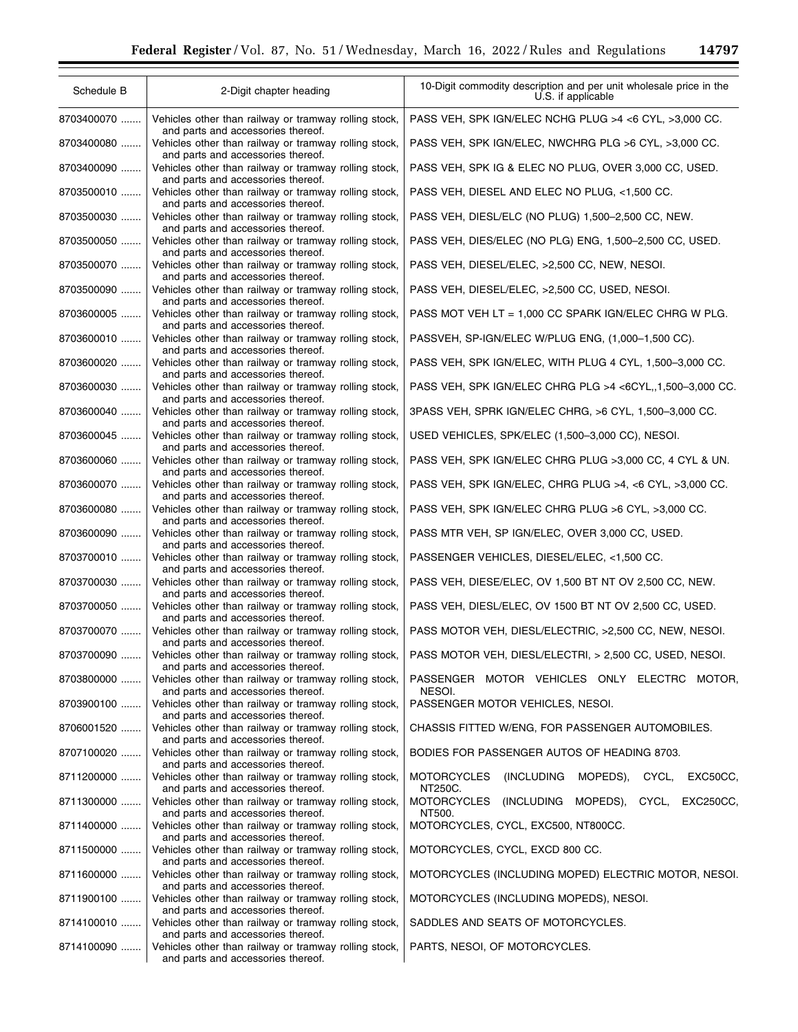| Schedule B | 2-Digit chapter heading | 10-Digit commodity description and per unit wholesale price in the U.S. if applicable |
|---|---|---|
| 8703400070 ....... | Vehicles other than railway or tramway rolling stock, and parts and accessories thereof. | PASS VEH, SPK IGN/ELEC NCHG PLUG >4 <6 CYL, >3,000 CC. |
| 8703400080 ....... | Vehicles other than railway or tramway rolling stock, and parts and accessories thereof. | PASS VEH, SPK IGN/ELEC, NWCHRG PLG >6 CYL, >3,000 CC. |
| 8703400090 ....... | Vehicles other than railway or tramway rolling stock, and parts and accessories thereof. | PASS VEH, SPK IG & ELEC NO PLUG, OVER 3,000 CC, USED. |
| 8703500010 ....... | Vehicles other than railway or tramway rolling stock, and parts and accessories thereof. | PASS VEH, DIESEL AND ELEC NO PLUG, <1,500 CC. |
| 8703500030 ....... | Vehicles other than railway or tramway rolling stock, and parts and accessories thereof. | PASS VEH, DIESL/ELC (NO PLUG) 1,500–2,500 CC, NEW. |
| 8703500050 ....... | Vehicles other than railway or tramway rolling stock, and parts and accessories thereof. | PASS VEH, DIES/ELEC (NO PLG) ENG, 1,500–2,500 CC, USED. |
| 8703500070 ....... | Vehicles other than railway or tramway rolling stock, and parts and accessories thereof. | PASS VEH, DIESEL/ELEC, >2,500 CC, NEW, NESOI. |
| 8703500090 ....... | Vehicles other than railway or tramway rolling stock, and parts and accessories thereof. | PASS VEH, DIESEL/ELEC, >2,500 CC, USED, NESOI. |
| 8703600005 ....... | Vehicles other than railway or tramway rolling stock, and parts and accessories thereof. | PASS MOT VEH LT = 1,000 CC SPARK IGN/ELEC CHRG W PLG. |
| 8703600010 ....... | Vehicles other than railway or tramway rolling stock, and parts and accessories thereof. | PASSVEH, SP-IGN/ELEC W/PLUG ENG, (1,000–1,500 CC). |
| 8703600020 ....... | Vehicles other than railway or tramway rolling stock, and parts and accessories thereof. | PASS VEH, SPK IGN/ELEC, WITH PLUG 4 CYL, 1,500–3,000 CC. |
| 8703600030 ....... | Vehicles other than railway or tramway rolling stock, and parts and accessories thereof. | PASS VEH, SPK IGN/ELEC CHRG PLG >4 <6CYL,,1,500–3,000 CC. |
| 8703600040 ....... | Vehicles other than railway or tramway rolling stock, and parts and accessories thereof. | 3PASS VEH, SPRK IGN/ELEC CHRG, >6 CYL, 1,500–3,000 CC. |
| 8703600045 ....... | Vehicles other than railway or tramway rolling stock, and parts and accessories thereof. | USED VEHICLES, SPK/ELEC (1,500–3,000 CC), NESOI. |
| 8703600060 ....... | Vehicles other than railway or tramway rolling stock, and parts and accessories thereof. | PASS VEH, SPK IGN/ELEC CHRG PLUG >3,000 CC, 4 CYL & UN. |
| 8703600070 ....... | Vehicles other than railway or tramway rolling stock, and parts and accessories thereof. | PASS VEH, SPK IGN/ELEC, CHRG PLUG >4, <6 CYL, >3,000 CC. |
| 8703600080 ....... | Vehicles other than railway or tramway rolling stock, and parts and accessories thereof. | PASS VEH, SPK IGN/ELEC CHRG PLUG >6 CYL, >3,000 CC. |
| 8703600090 ....... | Vehicles other than railway or tramway rolling stock, and parts and accessories thereof. | PASS MTR VEH, SP IGN/ELEC, OVER 3,000 CC, USED. |
| 8703700010 ....... | Vehicles other than railway or tramway rolling stock, and parts and accessories thereof. | PASSENGER VEHICLES, DIESEL/ELEC, <1,500 CC. |
| 8703700030 ....... | Vehicles other than railway or tramway rolling stock, and parts and accessories thereof. | PASS VEH, DIESE/ELEC, OV 1,500 BT NT OV 2,500 CC, NEW. |
| 8703700050 ....... | Vehicles other than railway or tramway rolling stock, and parts and accessories thereof. | PASS VEH, DIESL/ELEC, OV 1500 BT NT OV 2,500 CC, USED. |
| 8703700070 ....... | Vehicles other than railway or tramway rolling stock, and parts and accessories thereof. | PASS MOTOR VEH, DIESL/ELECTRIC, >2,500 CC, NEW, NESOI. |
| 8703700090 ....... | Vehicles other than railway or tramway rolling stock, and parts and accessories thereof. | PASS MOTOR VEH, DIESL/ELECTRI, > 2,500 CC, USED, NESOI. |
| 8703800000 ....... | Vehicles other than railway or tramway rolling stock, and parts and accessories thereof. | PASSENGER MOTOR VEHICLES ONLY ELECTRC MOTOR, NESOI. |
| 8703900100 ....... | Vehicles other than railway or tramway rolling stock, and parts and accessories thereof. | PASSENGER MOTOR VEHICLES, NESOI. |
| 8706001520 ....... | Vehicles other than railway or tramway rolling stock, and parts and accessories thereof. | CHASSIS FITTED W/ENG, FOR PASSENGER AUTOMOBILES. |
| 8707100020 ....... | Vehicles other than railway or tramway rolling stock, and parts and accessories thereof. | BODIES FOR PASSENGER AUTOS OF HEADING 8703. |
| 8711200000 ....... | Vehicles other than railway or tramway rolling stock, and parts and accessories thereof. | MOTORCYCLES (INCLUDING MOPEDS), CYCL, EXC50CC, NT250C. |
| 8711300000 ....... | Vehicles other than railway or tramway rolling stock, and parts and accessories thereof. | MOTORCYCLES (INCLUDING MOPEDS), CYCL, EXC250CC, NT500. |
| 8711400000 ....... | Vehicles other than railway or tramway rolling stock, and parts and accessories thereof. | MOTORCYCLES, CYCL, EXC500, NT800CC. |
| 8711500000 ....... | Vehicles other than railway or tramway rolling stock, and parts and accessories thereof. | MOTORCYCLES, CYCL, EXCD 800 CC. |
| 8711600000 ....... | Vehicles other than railway or tramway rolling stock, and parts and accessories thereof. | MOTORCYCLES (INCLUDING MOPED) ELECTRIC MOTOR, NESOI. |
| 8711900100 ....... | Vehicles other than railway or tramway rolling stock, and parts and accessories thereof. | MOTORCYCLES (INCLUDING MOPEDS), NESOI. |
| 8714100010 ....... | Vehicles other than railway or tramway rolling stock, and parts and accessories thereof. | SADDLES AND SEATS OF MOTORCYCLES. |
| 8714100090 ....... | Vehicles other than railway or tramway rolling stock, and parts and accessories thereof. | PARTS, NESOI, OF MOTORCYCLES. |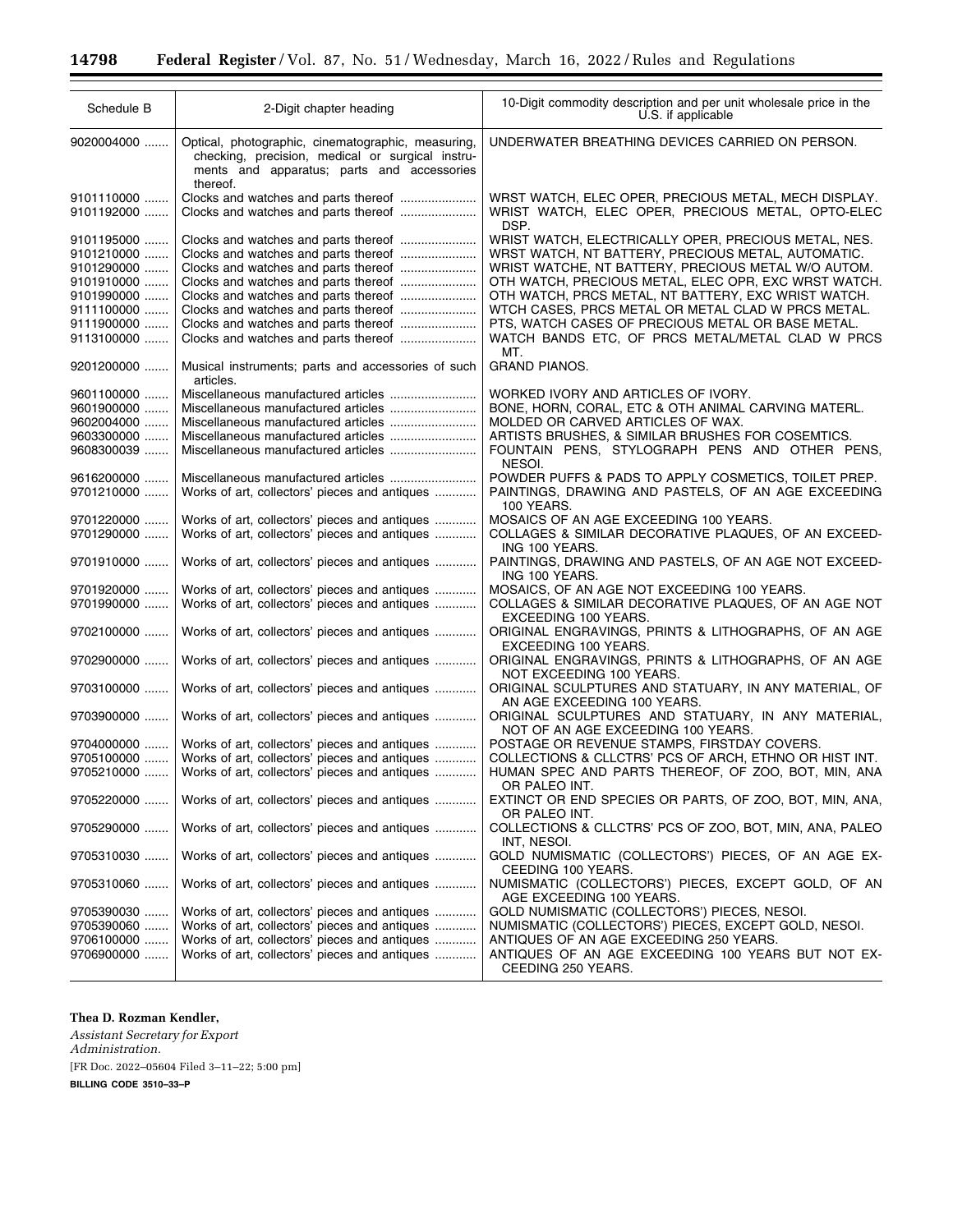| Schedule B | 2-Digit chapter heading | 10-Digit commodity description and per unit wholesale price in the U.S. if applicable |
|---|---|---|
| 9020004000 | Optical, photographic, cinematographic, measuring, checking, precision, medical or surgical instruments and apparatus; parts and accessories thereof. | UNDERWATER BREATHING DEVICES CARRIED ON PERSON. |
| 9101110000 | Clocks and watches and parts thereof | WRST WATCH, ELEC OPER, PRECIOUS METAL, MECH DISPLAY. |
| 9101192000 | Clocks and watches and parts thereof | WRIST WATCH, ELEC OPER, PRECIOUS METAL, OPTO-ELEC DSP. |
| 9101195000 | Clocks and watches and parts thereof | WRIST WATCH, ELECTRICALLY OPER, PRECIOUS METAL, NES. |
| 9101210000 | Clocks and watches and parts thereof | WRST WATCH, NT BATTERY, PRECIOUS METAL, AUTOMATIC. |
| 9101290000 | Clocks and watches and parts thereof | WRIST WATCHE, NT BATTERY, PRECIOUS METAL W/O AUTOM. |
| 9101910000 | Clocks and watches and parts thereof | OTH WATCH, PRECIOUS METAL, ELEC OPR, EXC WRST WATCH. |
| 9101990000 | Clocks and watches and parts thereof | OTH WATCH, PRCS METAL, NT BATTERY, EXC WRIST WATCH. |
| 9111100000 | Clocks and watches and parts thereof | WTCH CASES, PRCS METAL OR METAL CLAD W PRCS METAL. |
| 9111900000 | Clocks and watches and parts thereof | PTS, WATCH CASES OF PRECIOUS METAL OR BASE METAL. |
| 9113100000 | Clocks and watches and parts thereof | WATCH BANDS ETC, OF PRCS METAL/METAL CLAD W PRCS MT. |
| 9201200000 | Musical instruments; parts and accessories of such articles. | GRAND PIANOS. |
| 9601100000 | Miscellaneous manufactured articles | WORKED IVORY AND ARTICLES OF IVORY. |
| 9601900000 | Miscellaneous manufactured articles | BONE, HORN, CORAL, ETC & OTH ANIMAL CARVING MATERL. |
| 9602004000 | Miscellaneous manufactured articles | MOLDED OR CARVED ARTICLES OF WAX. |
| 9603300000 | Miscellaneous manufactured articles | ARTISTS BRUSHES, & SIMILAR BRUSHES FOR COSEMTICS. |
| 9608300039 | Miscellaneous manufactured articles | FOUNTAIN PENS, STYLOGRAPH PENS AND OTHER PENS, NESOI. |
| 9616200000 | Miscellaneous manufactured articles | POWDER PUFFS & PADS TO APPLY COSMETICS, TOILET PREP. |
| 9701210000 | Works of art, collectors' pieces and antiques | PAINTINGS, DRAWING AND PASTELS, OF AN AGE EXCEEDING 100 YEARS. |
| 9701220000 | Works of art, collectors' pieces and antiques | MOSAICS OF AN AGE EXCEEDING 100 YEARS. |
| 9701290000 | Works of art, collectors' pieces and antiques | COLLAGES & SIMILAR DECORATIVE PLAQUES, OF AN EXCEEDING 100 YEARS. |
| 9701910000 | Works of art, collectors' pieces and antiques | PAINTINGS, DRAWING AND PASTELS, OF AN AGE NOT EXCEEDING 100 YEARS. |
| 9701920000 | Works of art, collectors' pieces and antiques | MOSAICS, OF AN AGE NOT EXCEEDING 100 YEARS. |
| 9701990000 | Works of art, collectors' pieces and antiques | COLLAGES & SIMILAR DECORATIVE PLAQUES, OF AN AGE NOT EXCEEDING 100 YEARS. |
| 9702100000 | Works of art, collectors' pieces and antiques | ORIGINAL ENGRAVINGS, PRINTS & LITHOGRAPHS, OF AN AGE EXCEEDING 100 YEARS. |
| 9702900000 | Works of art, collectors' pieces and antiques | ORIGINAL ENGRAVINGS, PRINTS & LITHOGRAPHS, OF AN AGE NOT EXCEEDING 100 YEARS. |
| 9703100000 | Works of art, collectors' pieces and antiques | ORIGINAL SCULPTURES AND STATUARY, IN ANY MATERIAL, OF AN AGE EXCEEDING 100 YEARS. |
| 9703900000 | Works of art, collectors' pieces and antiques | ORIGINAL SCULPTURES AND STATUARY, IN ANY MATERIAL, NOT OF AN AGE EXCEEDING 100 YEARS. |
| 9704000000 | Works of art, collectors' pieces and antiques | POSTAGE OR REVENUE STAMPS, FIRSTDAY COVERS. |
| 9705100000 | Works of art, collectors' pieces and antiques | COLLECTIONS & CLLCTRS' PCS OF ARCH, ETHNO OR HIST INT. |
| 9705210000 | Works of art, collectors' pieces and antiques | HUMAN SPEC AND PARTS THEREOF, OF ZOO, BOT, MIN, ANA OR PALEO INT. |
| 9705220000 | Works of art, collectors' pieces and antiques | EXTINCT OR END SPECIES OR PARTS, OF ZOO, BOT, MIN, ANA, OR PALEO INT. |
| 9705290000 | Works of art, collectors' pieces and antiques | COLLECTIONS & CLLCTRS' PCS OF ZOO, BOT, MIN, ANA, PALEO INT, NESOI. |
| 9705310030 | Works of art, collectors' pieces and antiques | GOLD NUMISMATIC (COLLECTORS') PIECES, OF AN AGE EXCEEDING 100 YEARS. |
| 9705310060 | Works of art, collectors' pieces and antiques | NUMISMATIC (COLLECTORS') PIECES, EXCEPT GOLD, OF AN AGE EXCEEDING 100 YEARS. |
| 9705390030 | Works of art, collectors' pieces and antiques | GOLD NUMISMATIC (COLLECTORS') PIECES, NESOI. |
| 9705390060 | Works of art, collectors' pieces and antiques | NUMISMATIC (COLLECTORS') PIECES, EXCEPT GOLD, NESOI. |
| 9706100000 | Works of art, collectors' pieces and antiques | ANTIQUES OF AN AGE EXCEEDING 250 YEARS. |
| 9706900000 | Works of art, collectors' pieces and antiques | ANTIQUES OF AN AGE EXCEEDING 100 YEARS BUT NOT EXCEEDING 250 YEARS. |

**Thea D. Rozman Kendler,**

*Assistant Secretary for Export Administration.*

[FR Doc. 2022–05604 Filed 3–11–22; 5:00 pm]

**BILLING CODE 3510–33–P**